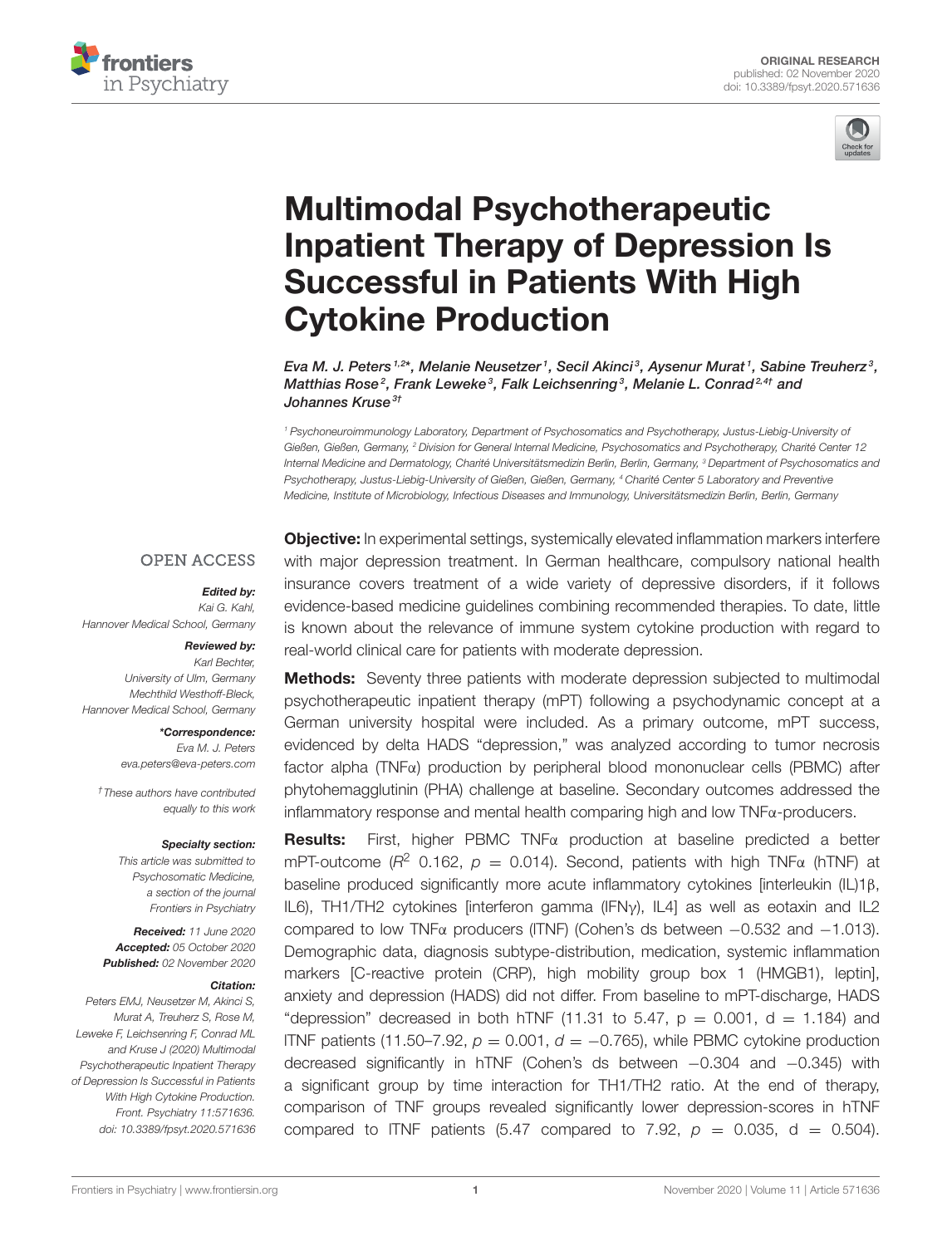ORIGINAL RESEARCH
published: 02 November 2020
doi: 10.3389/fpsyt.2020.571636

# Multimodal Psychotherapeutic Inpatient Therapy of Depression Is Successful in Patients With High Cytokine Production

*Eva M. J. Peters[1,2]\*, Melanie Neusetzer[1], Secil Akinci[3], Aysenur Murat[1], Sabine Treuherz[3], Matthias Rose[2], Frank Leweke[3], Falk Leichsenring[3], Melanie L. Conrad[2,4†] and Johannes Kruse[3†]*

[1] Psychoneuroimmunology Laboratory, Department of Psychosomatics and Psychotherapy, Justus-Liebig-University of Gießen, Gießen, Germany, [2] Division for General Internal Medicine, Psychosomatics and Psychotherapy, Charité Center 12 Internal Medicine and Dermatology, Charité Universitätsmedizin Berlin, Berlin, Germany, [3] Department of Psychosomatics and Psychotherapy, Justus-Liebig-University of Gießen, Gießen, Germany, [4] Charité Center 5 Laboratory and Preventive Medicine, Institute of Microbiology, Infectious Diseases and Immunology, Universitätsmedizin Berlin, Berlin, Germany

OPEN ACCESS

***Edited by:***
Kai G. Kahl,
Hannover Medical School, Germany

***Reviewed by:***
Karl Bechter,
University of Ulm, Germany
Mechthild Westhoff-Bleck,
Hannover Medical School, Germany

***\*Correspondence:***
Eva M. J. Peters
eva.peters@eva-peters.com

*† These authors have contributed equally to this work*

***Specialty section:***
*This article was submitted to Psychosomatic Medicine, a section of the journal Frontiers in Psychiatry*

***Received:*** *11 June 2020*
***Accepted:*** *05 October 2020*
***Published:*** *02 November 2020*

***Citation:***
*Peters EMJ, Neusetzer M, Akinci S, Murat A, Treuherz S, Rose M, Leweke F, Leichsenring F, Conrad ML and Kruse J (2020) Multimodal Psychotherapeutic Inpatient Therapy of Depression Is Successful in Patients With High Cytokine Production. Front. Psychiatry 11:571636. doi: 10.3389/fpsyt.2020.571636*

**Objective:** In experimental settings, systemically elevated inflammation markers interfere with major depression treatment. In German healthcare, compulsory national health insurance covers treatment of a wide variety of depressive disorders, if it follows evidence-based medicine guidelines combining recommended therapies. To date, little is known about the relevance of immune system cytokine production with regard to real-world clinical care for patients with moderate depression.

**Methods:** Seventy three patients with moderate depression subjected to multimodal psychotherapeutic inpatient therapy (mPT) following a psychodynamic concept at a German university hospital were included. As a primary outcome, mPT success, evidenced by delta HADS "depression," was analyzed according to tumor necrosis factor alpha (TNFα) production by peripheral blood mononuclear cells (PBMC) after phytohemagglutinin (PHA) challenge at baseline. Secondary outcomes addressed the inflammatory response and mental health comparing high and low TNFα-producers.

**Results:** First, higher PBMC TNFα production at baseline predicted a better mPT-outcome ($R^2$ 0.162, $p = 0.014$). Second, patients with high TNFα (hTNF) at baseline produced significantly more acute inflammatory cytokines [interleukin (IL)1β, IL6), TH1/TH2 cytokines [interferon gamma (IFNγ), IL4] as well as eotaxin and IL2 compared to low TNFα producers (lTNF) (Cohen's ds between −0.532 and −1.013). Demographic data, diagnosis subtype-distribution, medication, systemic inflammation markers [C-reactive protein (CRP), high mobility group box 1 (HMGB1), leptin], anxiety and depression (HADS) did not differ. From baseline to mPT-discharge, HADS "depression" decreased in both hTNF (11.31 to 5.47, p = 0.001, d = 1.184) and lTNF patients (11.50–7.92, $p = 0.001$, $d = -0.765$), while PBMC cytokine production decreased significantly in hTNF (Cohen's ds between −0.304 and −0.345) with a significant group by time interaction for TH1/TH2 ratio. At the end of therapy, comparison of TNF groups revealed significantly lower depression-scores in hTNF compared to lTNF patients (5.47 compared to 7.92, $p = 0.035$, d = 0.504).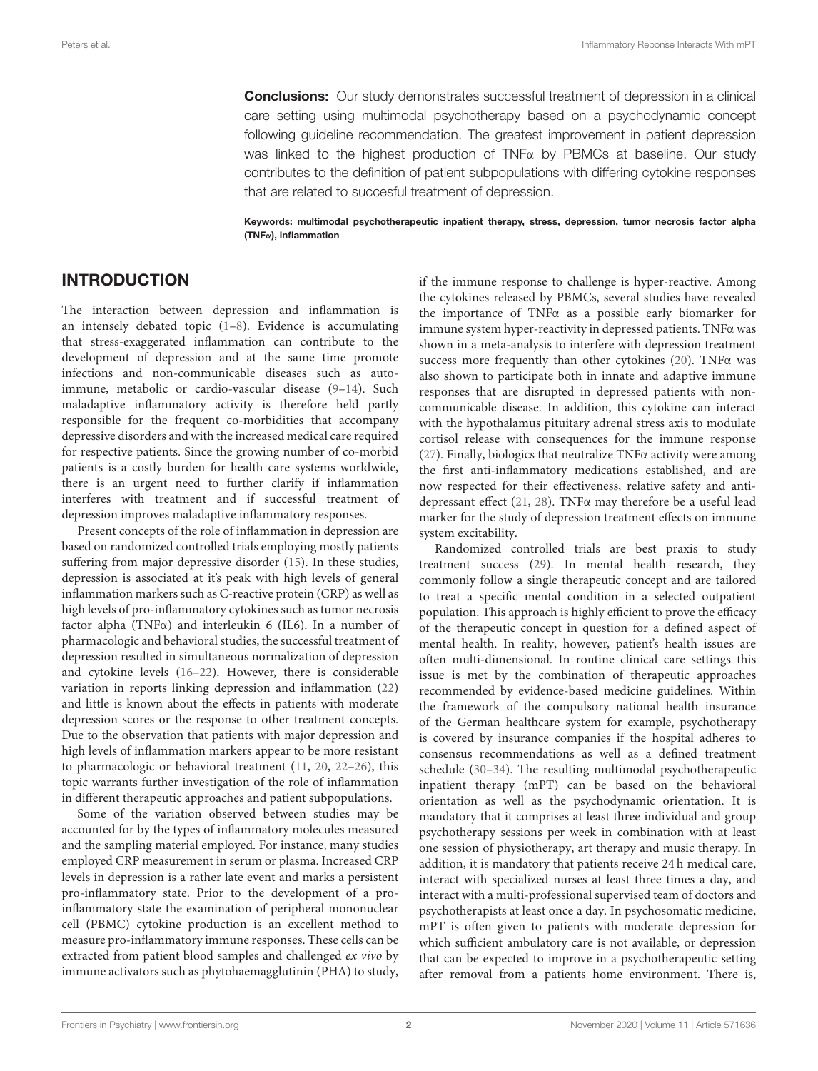**Conclusions:** Our study demonstrates successful treatment of depression in a clinical care setting using multimodal psychotherapy based on a psychodynamic concept following guideline recommendation. The greatest improvement in patient depression was linked to the highest production of TNFα by PBMCs at baseline. Our study contributes to the definition of patient subpopulations with differing cytokine responses that are related to succesful treatment of depression.

**Keywords: multimodal psychotherapeutic inpatient therapy, stress, depression, tumor necrosis factor alpha (TNFα), inflammation**

## INTRODUCTION

The interaction between depression and inflammation is an intensely debated topic (1–8). Evidence is accumulating that stress-exaggerated inflammation can contribute to the development of depression and at the same time promote infections and non-communicable diseases such as auto-immune, metabolic or cardio-vascular disease (9–14). Such maladaptive inflammatory activity is therefore held partly responsible for the frequent co-morbidities that accompany depressive disorders and with the increased medical care required for respective patients. Since the growing number of co-morbid patients is a costly burden for health care systems worldwide, there is an urgent need to further clarify if inflammation interferes with treatment and if successful treatment of depression improves maladaptive inflammatory responses.

Present concepts of the role of inflammation in depression are based on randomized controlled trials employing mostly patients suffering from major depressive disorder (15). In these studies, depression is associated at it's peak with high levels of general inflammation markers such as C-reactive protein (CRP) as well as high levels of pro-inflammatory cytokines such as tumor necrosis factor alpha (TNFα) and interleukin 6 (IL6). In a number of pharmacologic and behavioral studies, the successful treatment of depression resulted in simultaneous normalization of depression and cytokine levels (16–22). However, there is considerable variation in reports linking depression and inflammation (22) and little is known about the effects in patients with moderate depression scores or the response to other treatment concepts. Due to the observation that patients with major depression and high levels of inflammation markers appear to be more resistant to pharmacologic or behavioral treatment (11, 20, 22–26), this topic warrants further investigation of the role of inflammation in different therapeutic approaches and patient subpopulations.

Some of the variation observed between studies may be accounted for by the types of inflammatory molecules measured and the sampling material employed. For instance, many studies employed CRP measurement in serum or plasma. Increased CRP levels in depression is a rather late event and marks a persistent pro-inflammatory state. Prior to the development of a pro-inflammatory state the examination of peripheral mononuclear cell (PBMC) cytokine production is an excellent method to measure pro-inflammatory immune responses. These cells can be extracted from patient blood samples and challenged *ex vivo* by immune activators such as phytohaemagglutinin (PHA) to study, if the immune response to challenge is hyper-reactive. Among the cytokines released by PBMCs, several studies have revealed the importance of TNFα as a possible early biomarker for immune system hyper-reactivity in depressed patients. TNFα was shown in a meta-analysis to interfere with depression treatment success more frequently than other cytokines (20). TNFα was also shown to participate both in innate and adaptive immune responses that are disrupted in depressed patients with non-communicable disease. In addition, this cytokine can interact with the hypothalamus pituitary adrenal stress axis to modulate cortisol release with consequences for the immune response (27). Finally, biologics that neutralize TNFα activity were among the first anti-inflammatory medications established, and are now respected for their effectiveness, relative safety and anti-depressant effect (21, 28). TNFα may therefore be a useful lead marker for the study of depression treatment effects on immune system excitability.

Randomized controlled trials are best praxis to study treatment success (29). In mental health research, they commonly follow a single therapeutic concept and are tailored to treat a specific mental condition in a selected outpatient population. This approach is highly efficient to prove the efficacy of the therapeutic concept in question for a defined aspect of mental health. In reality, however, patient's health issues are often multi-dimensional. In routine clinical care settings this issue is met by the combination of therapeutic approaches recommended by evidence-based medicine guidelines. Within the framework of the compulsory national health insurance of the German healthcare system for example, psychotherapy is covered by insurance companies if the hospital adheres to consensus recommendations as well as a defined treatment schedule (30–34). The resulting multimodal psychotherapeutic inpatient therapy (mPT) can be based on the behavioral orientation as well as the psychodynamic orientation. It is mandatory that it comprises at least three individual and group psychotherapy sessions per week in combination with at least one session of physiotherapy, art therapy and music therapy. In addition, it is mandatory that patients receive 24 h medical care, interact with specialized nurses at least three times a day, and interact with a multi-professional supervised team of doctors and psychotherapists at least once a day. In psychosomatic medicine, mPT is often given to patients with moderate depression for which sufficient ambulatory care is not available, or depression that can be expected to improve in a psychotherapeutic setting after removal from a patients home environment. There is,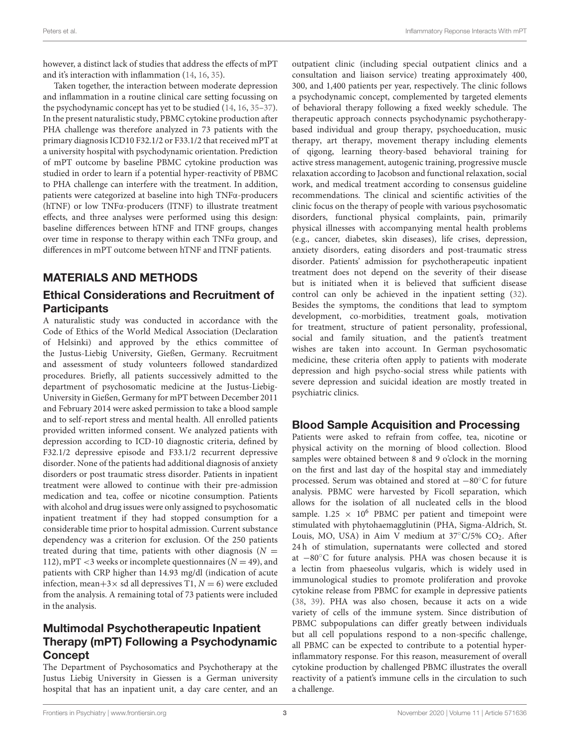however, a distinct lack of studies that address the effects of mPT and it's interaction with inflammation (14, 16, 35).

Taken together, the interaction between moderate depression and inflammation in a routine clinical care setting focussing on the psychodynamic concept has yet to be studied (14, 16, 35–37). In the present naturalistic study, PBMC cytokine production after PHA challenge was therefore analyzed in 73 patients with the primary diagnosis ICD10 F32.1/2 or F33.1/2 that received mPT at a university hospital with psychodynamic orientation. Prediction of mPT outcome by baseline PBMC cytokine production was studied in order to learn if a potential hyper-reactivity of PBMC to PHA challenge can interfere with the treatment. In addition, patients were categorized at baseline into high TNFα-producers (hTNF) or low TNFα-producers (lTNF) to illustrate treatment effects, and three analyses were performed using this design: baseline differences between hTNF and lTNF groups, changes over time in response to therapy within each TNFα group, and differences in mPT outcome between hTNF and lTNF patients.

## MATERIALS AND METHODS

### Ethical Considerations and Recruitment of Participants

A naturalistic study was conducted in accordance with the Code of Ethics of the World Medical Association (Declaration of Helsinki) and approved by the ethics committee of the Justus-Liebig University, Gießen, Germany. Recruitment and assessment of study volunteers followed standardized procedures. Briefly, all patients successively admitted to the department of psychosomatic medicine at the Justus-Liebig-University in Gießen, Germany for mPT between December 2011 and February 2014 were asked permission to take a blood sample and to self-report stress and mental health. All enrolled patients provided written informed consent. We analyzed patients with depression according to ICD-10 diagnostic criteria, defined by F32.1/2 depressive episode and F33.1/2 recurrent depressive disorder. None of the patients had additional diagnosis of anxiety disorders or post traumatic stress disorder. Patients in inpatient treatment were allowed to continue with their pre-admission medication and tea, coffee or nicotine consumption. Patients with alcohol and drug issues were only assigned to psychosomatic inpatient treatment if they had stopped consumption for a considerable time prior to hospital admission. Current substance dependency was a criterion for exclusion. Of the 250 patients treated during that time, patients with other diagnosis ($N = 112$), mPT <3 weeks or incomplete questionnaires ($N = 49$), and patients with CRP higher than 14.93 mg/dl (indication of acute infection, mean+3× sd all depressives T1, $N = 6$) were excluded from the analysis. A remaining total of 73 patients were included in the analysis.

### Multimodal Psychotherapeutic Inpatient Therapy (mPT) Following a Psychodynamic Concept

The Department of Psychosomatics and Psychotherapy at the Justus Liebig University in Giessen is a German university hospital that has an inpatient unit, a day care center, and an outpatient clinic (including special outpatient clinics and a consultation and liaison service) treating approximately 400, 300, and 1,400 patients per year, respectively. The clinic follows a psychodynamic concept, complemented by targeted elements of behavioral therapy following a fixed weekly schedule. The therapeutic approach connects psychodynamic psychotherapy-based individual and group therapy, psychoeducation, music therapy, art therapy, movement therapy including elements of qigong, learning theory-based behavioral training for active stress management, autogenic training, progressive muscle relaxation according to Jacobson and functional relaxation, social work, and medical treatment according to consensus guideline recommendations. The clinical and scientific activities of the clinic focus on the therapy of people with various psychosomatic disorders, functional physical complaints, pain, primarily physical illnesses with accompanying mental health problems (e.g., cancer, diabetes, skin diseases), life crises, depression, anxiety disorders, eating disorders and post-traumatic stress disorder. Patients' admission for psychotherapeutic inpatient treatment does not depend on the severity of their disease but is initiated when it is believed that sufficient disease control can only be achieved in the inpatient setting (32). Besides the symptoms, the conditions that lead to symptom development, co-morbidities, treatment goals, motivation for treatment, structure of patient personality, professional, social and family situation, and the patient's treatment wishes are taken into account. In German psychosomatic medicine, these criteria often apply to patients with moderate depression and high psycho-social stress while patients with severe depression and suicidal ideation are mostly treated in psychiatric clinics.

### Blood Sample Acquisition and Processing

Patients were asked to refrain from coffee, tea, nicotine or physical activity on the morning of blood collection. Blood samples were obtained between 8 and 9 o'clock in the morning on the first and last day of the hospital stay and immediately processed. Serum was obtained and stored at −80°C for future analysis. PBMC were harvested by Ficoll separation, which allows for the isolation of all nucleated cells in the blood sample. $1.25 \times 10^6$ PBMC per patient and timepoint were stimulated with phytohaemagglutinin (PHA, Sigma-Aldrich, St. Louis, MO, USA) in Aim V medium at 37°C/5% $CO_2$. After 24 h of stimulation, supernatants were collected and stored at −80°C for future analysis. PHA was chosen because it is a lectin from phaseolus vulgaris, which is widely used in immunological studies to promote proliferation and provoke cytokine release from PBMC for example in depressive patients (38, 39). PHA was also chosen, because it acts on a wide variety of cells of the immune system. Since distribution of PBMC subpopulations can differ greatly between individuals but all cell populations respond to a non-specific challenge, all PBMC can be expected to contribute to a potential hyper-inflammatory response. For this reason, measurement of overall cytokine production by challenged PBMC illustrates the overall reactivity of a patient's immune cells in the circulation to such a challenge.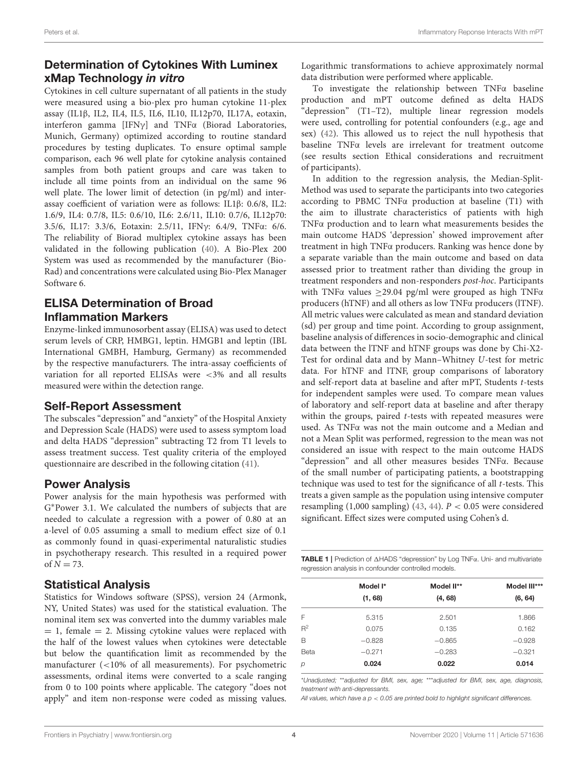## Determination of Cytokines With Luminex xMap Technology *in vitro*

Cytokines in cell culture supernatant of all patients in the study were measured using a bio-plex pro human cytokine 11-plex assay (IL1β, IL2, IL4, IL5, IL6, IL10, IL12p70, IL17A, eotaxin, interferon gamma [IFNγ] and TNFα (Biorad Laboratories, Munich, Germany) optimized according to routine standard procedures by testing duplicates. To ensure optimal sample comparison, each 96 well plate for cytokine analysis contained samples from both patient groups and care was taken to include all time points from an individual on the same 96 well plate. The lower limit of detection (in pg/ml) and inter-assay coefficient of variation were as follows: IL1β: 0.6/8, IL2: 1.6/9, IL4: 0.7/8, IL5: 0.6/10, IL6: 2.6/11, IL10: 0.7/6, IL12p70: 3.5/6, IL17: 3.3/6, Eotaxin: 2.5/11, IFNγ: 6.4/9, TNFα: 6/6. The reliability of Biorad multiplex cytokine assays has been validated in the following publication (40). A Bio-Plex 200 System was used as recommended by the manufacturer (Bio-Rad) and concentrations were calculated using Bio-Plex Manager Software 6.

## ELISA Determination of Broad Inflammation Markers

Enzyme-linked immunosorbent assay (ELISA) was used to detect serum levels of CRP, HMBG1, leptin. HMGB1 and leptin (IBL International GMBH, Hamburg, Germany) as recommended by the respective manufacturers. The intra-assay coefficients of variation for all reported ELISAs were <3% and all results measured were within the detection range.

## Self-Report Assessment

The subscales "depression" and "anxiety" of the Hospital Anxiety and Depression Scale (HADS) were used to assess symptom load and delta HADS "depression" subtracting T2 from T1 levels to assess treatment success. Test quality criteria of the employed questionnaire are described in the following citation (41).

## Power Analysis

Power analysis for the main hypothesis was performed with G*Power 3.1. We calculated the numbers of subjects that are needed to calculate a regression with a power of 0.80 at an a-level of 0.05 assuming a small to medium effect size of 0.1 as commonly found in quasi-experimental naturalistic studies in psychotherapy research. This resulted in a required power of $N = 73$.

## Statistical Analysis

Statistics for Windows software (SPSS), version 24 (Armonk, NY, United States) was used for the statistical evaluation. The nominal item sex was converted into the dummy variables male = 1, female = 2. Missing cytokine values were replaced with the half of the lowest values when cytokines were detectable but below the quantification limit as recommended by the manufacturer (<10% of all measurements). For psychometric assessments, ordinal items were converted to a scale ranging from 0 to 100 points where applicable. The category "does not apply" and item non-response were coded as missing values. Logarithmic transformations to achieve approximately normal data distribution were performed where applicable.

To investigate the relationship between TNFα baseline production and mPT outcome defined as delta HADS "depression" (T1–T2), multiple linear regression models were used, controlling for potential confounders (e.g., age and sex) (42). This allowed us to reject the null hypothesis that baseline TNFα levels are irrelevant for treatment outcome (see results section Ethical considerations and recruitment of participants).

In addition to the regression analysis, the Median-Split-Method was used to separate the participants into two categories according to PBMC TNFα production at baseline (T1) with the aim to illustrate characteristics of patients with high TNFα production and to learn what measurements besides the main outcome HADS 'depression' showed improvement after treatment in high TNFα producers. Ranking was hence done by a separate variable than the main outcome and based on data assessed prior to treatment rather than dividing the group in treatment responders and non-responders *post-hoc*. Participants with TNFα values ≥29.04 pg/ml were grouped as high TNFα producers (hTNF) and all others as low TNFα producers (lTNF). All metric values were calculated as mean and standard deviation (sd) per group and time point. According to group assignment, baseline analysis of differences in socio-demographic and clinical data between the lTNF and hTNF groups was done by Chi-X2-Test for ordinal data and by Mann–Whitney *U*-test for metric data. For hTNF and lTNF, group comparisons of laboratory and self-report data at baseline and after mPT, Students *t*-tests for independent samples were used. To compare mean values of laboratory and self-report data at baseline and after therapy within the groups, paired *t*-tests with repeated measures were used. As TNFα was not the main outcome and a Median and not a Mean Split was performed, regression to the mean was not considered an issue with respect to the main outcome HADS "depression" and all other measures besides TNFα. Because of the small number of participating patients, a bootstrapping technique was used to test for the significance of all *t*-tests. This treats a given sample as the population using intensive computer resampling (1,000 sampling) (43, 44). $P < 0.05$ were considered significant. Effect sizes were computed using Cohen's d.

**TABLE 1** | Prediction of ΔHADS "depression" by Log TNFα. Uni- and multivariate regression analysis in confounder controlled models.

| | Model I* (1, 68) | Model II** (4, 68) | Model III*** (6, 64) |
|---|---|---|---|
| F | 5.315 | 2.501 | 1.866 |
| $R^2$ | 0.075 | 0.135 | 0.162 |
| B | −0.828 | −0.865 | −0.928 |
| Beta | −0.271 | −0.283 | −0.321 |
| *p* | **0.024** | **0.022** | **0.014** |

*Unadjusted; **adjusted for BMI, sex, age; ***adjusted for BMI, sex, age, diagnosis, treatment with anti-depressants.

All values, which have a $p < 0.05$ are printed bold to highlight significant differences.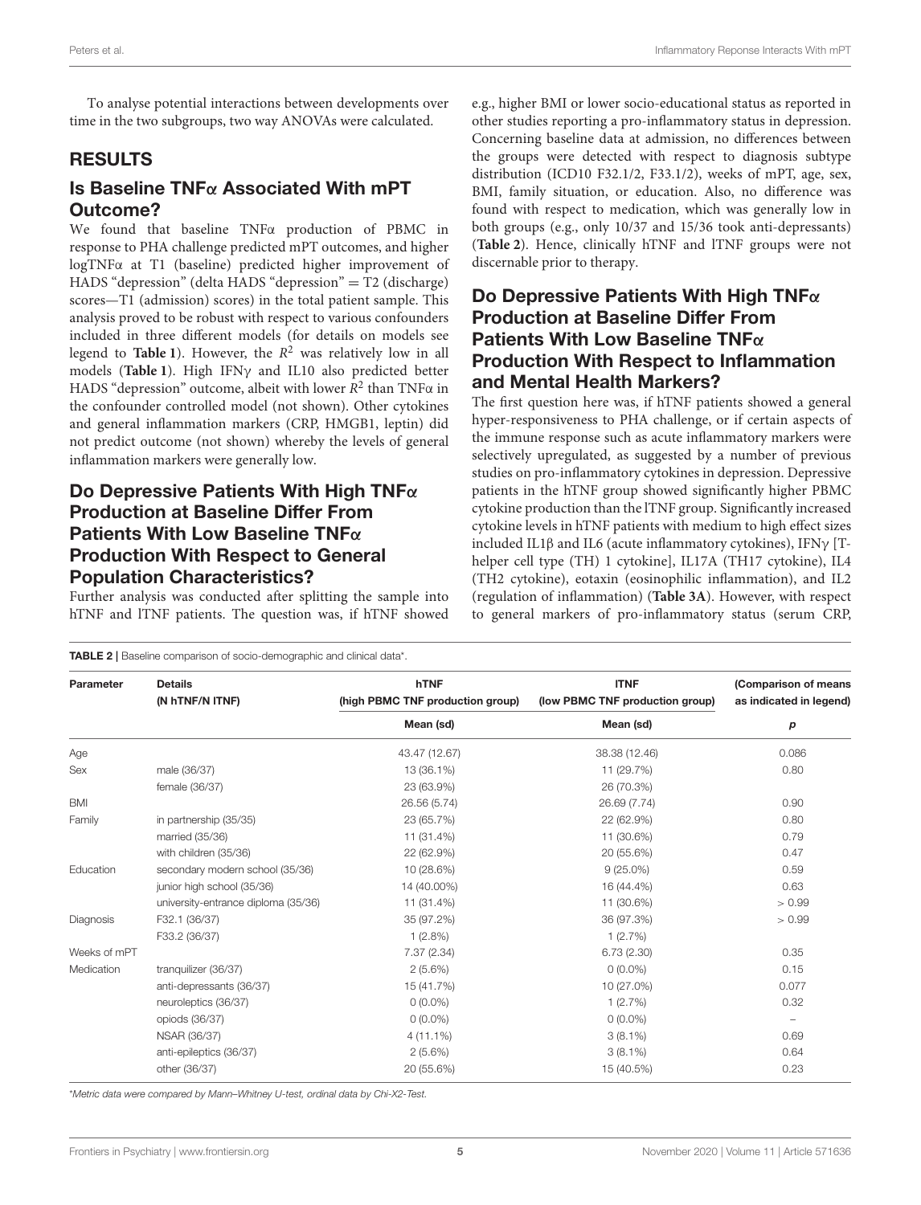To analyse potential interactions between developments over time in the two subgroups, two way ANOVAs were calculated.

## RESULTS

### Is Baseline TNFα Associated With mPT Outcome?

We found that baseline TNFα production of PBMC in response to PHA challenge predicted mPT outcomes, and higher logTNFα at T1 (baseline) predicted higher improvement of HADS "depression" (delta HADS "depression" = T2 (discharge) scores—T1 (admission) scores) in the total patient sample. This analysis proved to be robust with respect to various confounders included in three different models (for details on models see legend to **Table 1**). However, the $R^2$ was relatively low in all models (**Table 1**). High IFNγ and IL10 also predicted better HADS "depression" outcome, albeit with lower $R^2$ than TNFα in the confounder controlled model (not shown). Other cytokines and general inflammation markers (CRP, HMGB1, leptin) did not predict outcome (not shown) whereby the levels of general inflammation markers were generally low.

### Do Depressive Patients With High TNFα Production at Baseline Differ From Patients With Low Baseline TNFα Production With Respect to General Population Characteristics?

Further analysis was conducted after splitting the sample into hTNF and lTNF patients. The question was, if hTNF showed e.g., higher BMI or lower socio-educational status as reported in other studies reporting a pro-inflammatory status in depression. Concerning baseline data at admission, no differences between the groups were detected with respect to diagnosis subtype distribution (ICD10 F32.1/2, F33.1/2), weeks of mPT, age, sex, BMI, family situation, or education. Also, no difference was found with respect to medication, which was generally low in both groups (e.g., only 10/37 and 15/36 took anti-depressants) (**Table 2**). Hence, clinically hTNF and lTNF groups were not discernable prior to therapy.

### Do Depressive Patients With High TNFα Production at Baseline Differ From Patients With Low Baseline TNFα Production With Respect to Inflammation and Mental Health Markers?

The first question here was, if hTNF patients showed a general hyper-responsiveness to PHA challenge, or if certain aspects of the immune response such as acute inflammatory markers were selectively upregulated, as suggested by a number of previous studies on pro-inflammatory cytokines in depression. Depressive patients in the hTNF group showed significantly higher PBMC cytokine production than the lTNF group. Significantly increased cytokine levels in hTNF patients with medium to high effect sizes included IL1β and IL6 (acute inflammatory cytokines), IFNγ [T-helper cell type (TH) 1 cytokine], IL17A (TH17 cytokine), IL4 (TH2 cytokine), eotaxin (eosinophilic inflammation), and IL2 (regulation of inflammation) (**Table 3A**). However, with respect to general markers of pro-inflammatory status (serum CRP,

**TABLE 2** | Baseline comparison of socio-demographic and clinical data*.

| Parameter | Details (N hTNF/N lTNF) | hTNF (high PBMC TNF production group) | lTNF (low PBMC TNF production group) | (Comparison of means as indicated in legend) |
|---|---|---|---|---|
| | | Mean (sd) | Mean (sd) | *p* |
| Age | | 43.47 (12.67) | 38.38 (12.46) | 0.086 |
| Sex | male (36/37) | 13 (36.1%) | 11 (29.7%) | 0.80 |
| | female (36/37) | 23 (63.9%) | 26 (70.3%) | |
| BMI | | 26.56 (5.74) | 26.69 (7.74) | 0.90 |
| Family | in partnership (35/35) | 23 (65.7%) | 22 (62.9%) | 0.80 |
| | married (35/36) | 11 (31.4%) | 11 (30.6%) | 0.79 |
| | with children (35/36) | 22 (62.9%) | 20 (55.6%) | 0.47 |
| Education | secondary modern school (35/36) | 10 (28.6%) | 9 (25.0%) | 0.59 |
| | junior high school (35/36) | 14 (40.00%) | 16 (44.4%) | 0.63 |
| | university-entrance diploma (35/36) | 11 (31.4%) | 11 (30.6%) | > 0.99 |
| Diagnosis | F32.1 (36/37) | 35 (97.2%) | 36 (97.3%) | > 0.99 |
| | F33.2 (36/37) | 1 (2.8%) | 1 (2.7%) | |
| Weeks of mPT | | 7.37 (2.34) | 6.73 (2.30) | 0.35 |
| Medication | tranquilizer (36/37) | 2 (5.6%) | 0 (0.0%) | 0.15 |
| | anti-depressants (36/37) | 15 (41.7%) | 10 (27.0%) | 0.077 |
| | neuroleptics (36/37) | 0 (0.0%) | 1 (2.7%) | 0.32 |
| | opiods (36/37) | 0 (0.0%) | 0 (0.0%) | – |
| | NSAR (36/37) | 4 (11.1%) | 3 (8.1%) | 0.69 |
| | anti-epileptics (36/37) | 2 (5.6%) | 3 (8.1%) | 0.64 |
| | other (36/37) | 20 (55.6%) | 15 (40.5%) | 0.23 |

*Metric data were compared by Mann–Whitney U-test, ordinal data by Chi-X2-Test.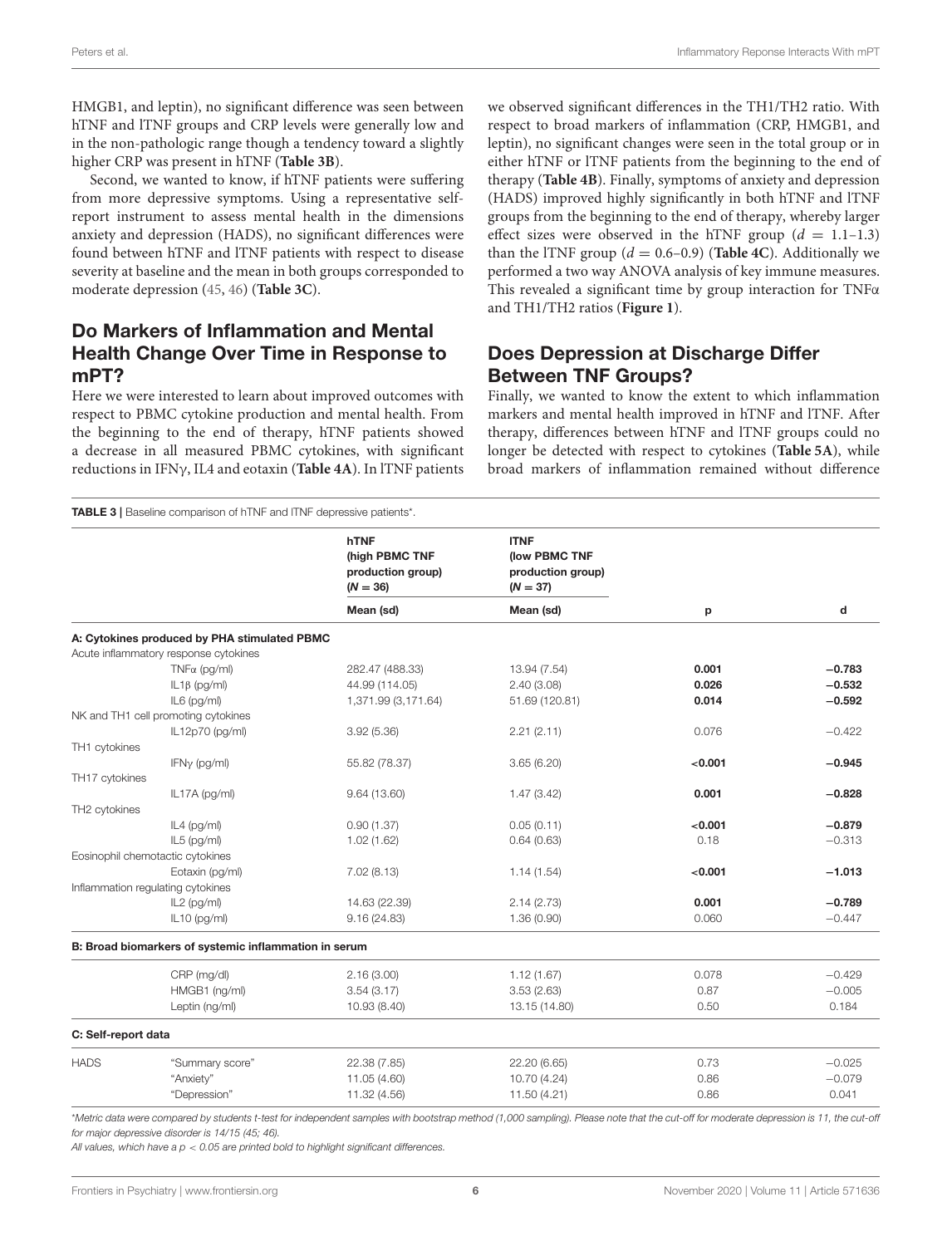HMGB1, and leptin), no significant difference was seen between hTNF and lTNF groups and CRP levels were generally low and in the non-pathologic range though a tendency toward a slightly higher CRP was present in hTNF (**Table 3B**).

Second, we wanted to know, if hTNF patients were suffering from more depressive symptoms. Using a representative self-report instrument to assess mental health in the dimensions anxiety and depression (HADS), no significant differences were found between hTNF and lTNF patients with respect to disease severity at baseline and the mean in both groups corresponded to moderate depression (45, 46) (**Table 3C**).

## Do Markers of Inflammation and Mental Health Change Over Time in Response to mPT?

Here we were interested to learn about improved outcomes with respect to PBMC cytokine production and mental health. From the beginning to the end of therapy, hTNF patients showed a decrease in all measured PBMC cytokines, with significant reductions in IFNγ, IL4 and eotaxin (**Table 4A**). In lTNF patients we observed significant differences in the TH1/TH2 ratio. With respect to broad markers of inflammation (CRP, HMGB1, and leptin), no significant changes were seen in the total group or in either hTNF or lTNF patients from the beginning to the end of therapy (**Table 4B**). Finally, symptoms of anxiety and depression (HADS) improved highly significantly in both hTNF and lTNF groups from the beginning to the end of therapy, whereby larger effect sizes were observed in the hTNF group ($d = 1.1–1.3$) than the lTNF group ($d = 0.6–0.9$) (**Table 4C**). Additionally we performed a two way ANOVA analysis of key immune measures. This revealed a significant time by group interaction for TNFα and TH1/TH2 ratios (**Figure 1**).

## Does Depression at Discharge Differ Between TNF Groups?

Finally, we wanted to know the extent to which inflammation markers and mental health improved in hTNF and lTNF. After therapy, differences between hTNF and lTNF groups could no longer be detected with respect to cytokines (**Table 5A**), while broad markers of inflammation remained without difference

**TABLE 3** | Baseline comparison of hTNF and lTNF depressive patients*.

| | | hTNF (high PBMC TNF production group) ($N = 36$) | lTNF (low PBMC TNF production group) ($N = 37$) | | |
|---|---|---|---|---|---|
| | | Mean (sd) | Mean (sd) | p | d |
| **A: Cytokines produced by PHA stimulated PBMC** | | | | | |
| Acute inflammatory response cytokines | | | | | |
| | TNFα (pg/ml) | 282.47 (488.33) | 13.94 (7.54) | **0.001** | **−0.783** |
| | IL1β (pg/ml) | 44.99 (114.05) | 2.40 (3.08) | **0.026** | **−0.532** |
| | IL6 (pg/ml) | 1,371.99 (3,171.64) | 51.69 (120.81) | **0.014** | **−0.592** |
| NK and TH1 cell promoting cytokines | | | | | |
| | IL12p70 (pg/ml) | 3.92 (5.36) | 2.21 (2.11) | 0.076 | −0.422 |
| TH1 cytokines | | | | | |
| | IFNγ (pg/ml) | 55.82 (78.37) | 3.65 (6.20) | **<0.001** | **−0.945** |
| TH17 cytokines | | | | | |
| | IL17A (pg/ml) | 9.64 (13.60) | 1.47 (3.42) | **0.001** | **−0.828** |
| TH2 cytokines | | | | | |
| | IL4 (pg/ml) | 0.90 (1.37) | 0.05 (0.11) | **<0.001** | **−0.879** |
| | IL5 (pg/ml) | 1.02 (1.62) | 0.64 (0.63) | 0.18 | −0.313 |
| Eosinophil chemotactic cytokines | | | | | |
| | Eotaxin (pg/ml) | 7.02 (8.13) | 1.14 (1.54) | **<0.001** | **−1.013** |
| Inflammation regulating cytokines | | | | | |
| | IL2 (pg/ml) | 14.63 (22.39) | 2.14 (2.73) | **0.001** | **−0.789** |
| | IL10 (pg/ml) | 9.16 (24.83) | 1.36 (0.90) | 0.060 | −0.447 |
| **B: Broad biomarkers of systemic inflammation in serum** | | | | | |
| | CRP (mg/dl) | 2.16 (3.00) | 1.12 (1.67) | 0.078 | −0.429 |
| | HMGB1 (ng/ml) | 3.54 (3.17) | 3.53 (2.63) | 0.87 | −0.005 |
| | Leptin (ng/ml) | 10.93 (8.40) | 13.15 (14.80) | 0.50 | 0.184 |
| **C: Self-report data** | | | | | |
| HADS | "Summary score" | 22.38 (7.85) | 22.20 (6.65) | 0.73 | −0.025 |
| | "Anxiety" | 11.05 (4.60) | 10.70 (4.24) | 0.86 | −0.079 |
| | "Depression" | 11.32 (4.56) | 11.50 (4.21) | 0.86 | 0.041 |

*\*Metric data were compared by students t-test for independent samples with bootstrap method (1,000 sampling). Please note that the cut-off for moderate depression is 11, the cut-off for major depressive disorder is 14/15 (45; 46).*

*All values, which have a $p < 0.05$ are printed bold to highlight significant differences.*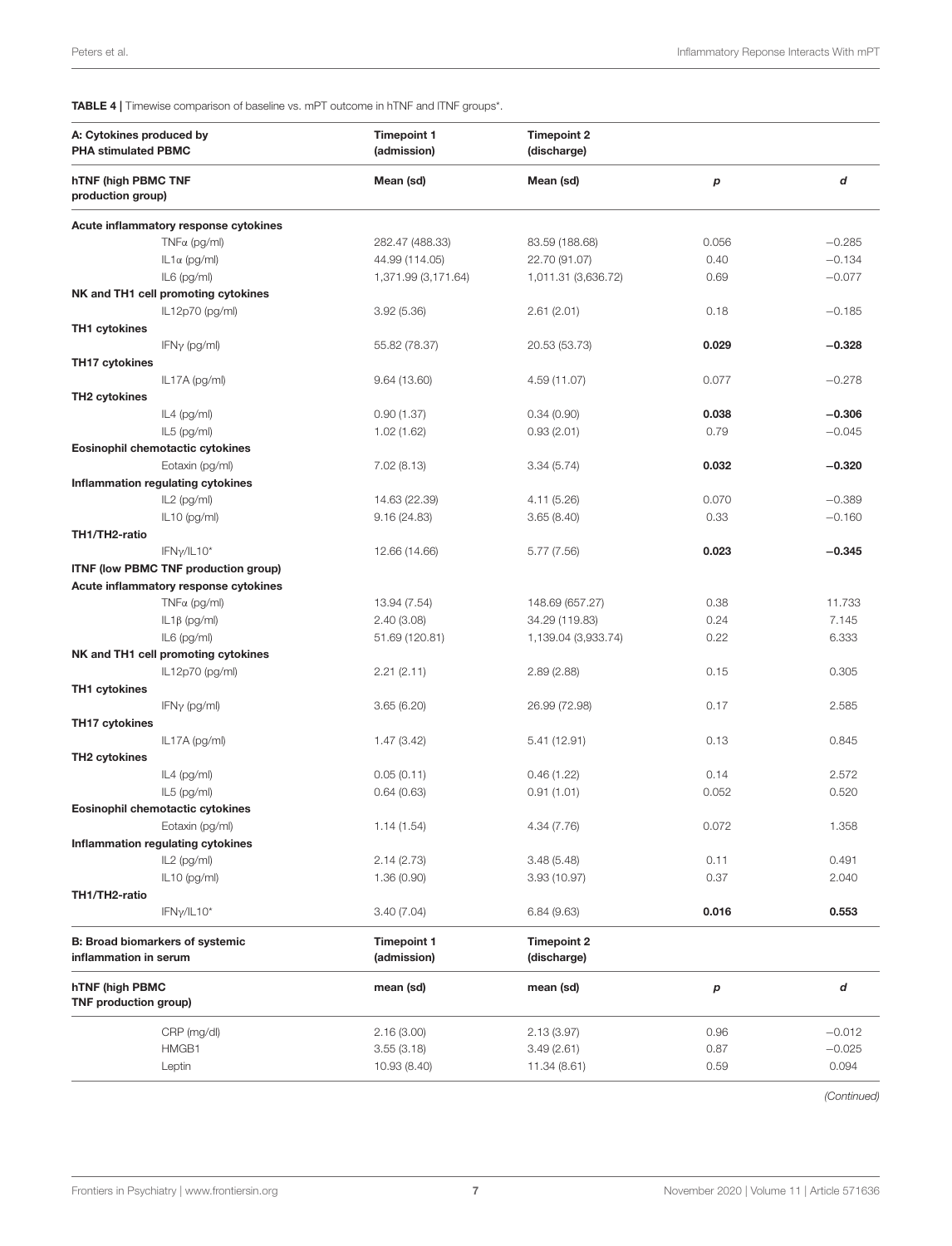**TABLE 4 |** Timewise comparison of baseline vs. mPT outcome in hTNF and lTNF groups*.

| A: Cytokines produced by PHA stimulated PBMC | Timepoint 1 (admission) | Timepoint 2 (discharge) | | |
|---|---|---|---|---|
| **hTNF (high PBMC TNF production group)** | **Mean (sd)** | **Mean (sd)** | ***p*** | ***d*** |
| **Acute inflammatory response cytokines** | | | | |
| TNFα (pg/ml) | 282.47 (488.33) | 83.59 (188.68) | 0.056 | −0.285 |
| IL1α (pg/ml) | 44.99 (114.05) | 22.70 (91.07) | 0.40 | −0.134 |
| IL6 (pg/ml) | 1,371.99 (3,171.64) | 1,011.31 (3,636.72) | 0.69 | −0.077 |
| **NK and TH1 cell promoting cytokines** | | | | |
| IL12p70 (pg/ml) | 3.92 (5.36) | 2.61 (2.01) | 0.18 | −0.185 |
| **TH1 cytokines** | | | | |
| IFNγ (pg/ml) | 55.82 (78.37) | 20.53 (53.73) | **0.029** | **−0.328** |
| **TH17 cytokines** | | | | |
| IL17A (pg/ml) | 9.64 (13.60) | 4.59 (11.07) | 0.077 | −0.278 |
| **TH2 cytokines** | | | | |
| IL4 (pg/ml) | 0.90 (1.37) | 0.34 (0.90) | **0.038** | **−0.306** |
| IL5 (pg/ml) | 1.02 (1.62) | 0.93 (2.01) | 0.79 | −0.045 |
| **Eosinophil chemotactic cytokines** | | | | |
| Eotaxin (pg/ml) | 7.02 (8.13) | 3.34 (5.74) | **0.032** | **−0.320** |
| **Inflammation regulating cytokines** | | | | |
| IL2 (pg/ml) | 14.63 (22.39) | 4.11 (5.26) | 0.070 | −0.389 |
| IL10 (pg/ml) | 9.16 (24.83) | 3.65 (8.40) | 0.33 | −0.160 |
| **TH1/TH2-ratio** | | | | |
| IFNγ/IL10* | 12.66 (14.66) | 5.77 (7.56) | **0.023** | **−0.345** |
| **lTNF (low PBMC TNF production group)** | | | | |
| **Acute inflammatory response cytokines** | | | | |
| TNFα (pg/ml) | 13.94 (7.54) | 148.69 (657.27) | 0.38 | 11.733 |
| IL1β (pg/ml) | 2.40 (3.08) | 34.29 (119.83) | 0.24 | 7.145 |
| IL6 (pg/ml) | 51.69 (120.81) | 1,139.04 (3,933.74) | 0.22 | 6.333 |
| **NK and TH1 cell promoting cytokines** | | | | |
| IL12p70 (pg/ml) | 2.21 (2.11) | 2.89 (2.88) | 0.15 | 0.305 |
| **TH1 cytokines** | | | | |
| IFNγ (pg/ml) | 3.65 (6.20) | 26.99 (72.98) | 0.17 | 2.585 |
| **TH17 cytokines** | | | | |
| IL17A (pg/ml) | 1.47 (3.42) | 5.41 (12.91) | 0.13 | 0.845 |
| **TH2 cytokines** | | | | |
| IL4 (pg/ml) | 0.05 (0.11) | 0.46 (1.22) | 0.14 | 2.572 |
| IL5 (pg/ml) | 0.64 (0.63) | 0.91 (1.01) | 0.052 | 0.520 |
| **Eosinophil chemotactic cytokines** | | | | |
| Eotaxin (pg/ml) | 1.14 (1.54) | 4.34 (7.76) | 0.072 | 1.358 |
| **Inflammation regulating cytokines** | | | | |
| IL2 (pg/ml) | 2.14 (2.73) | 3.48 (5.48) | 0.11 | 0.491 |
| IL10 (pg/ml) | 1.36 (0.90) | 3.93 (10.97) | 0.37 | 2.040 |
| **TH1/TH2-ratio** | | | | |
| IFNγ/IL10* | 3.40 (7.04) | 6.84 (9.63) | **0.016** | **0.553** |

| B: Broad biomarkers of systemic inflammation in serum | Timepoint 1 (admission) | Timepoint 2 (discharge) | | |
|---|---|---|---|---|
| **hTNF (high PBMC TNF production group)** | **mean (sd)** | **mean (sd)** | ***p*** | ***d*** |
| CRP (mg/dl) | 2.16 (3.00) | 2.13 (3.97) | 0.96 | −0.012 |
| HMGB1 | 3.55 (3.18) | 3.49 (2.61) | 0.87 | −0.025 |
| Leptin | 10.93 (8.40) | 11.34 (8.61) | 0.59 | 0.094 |

*(Continued)*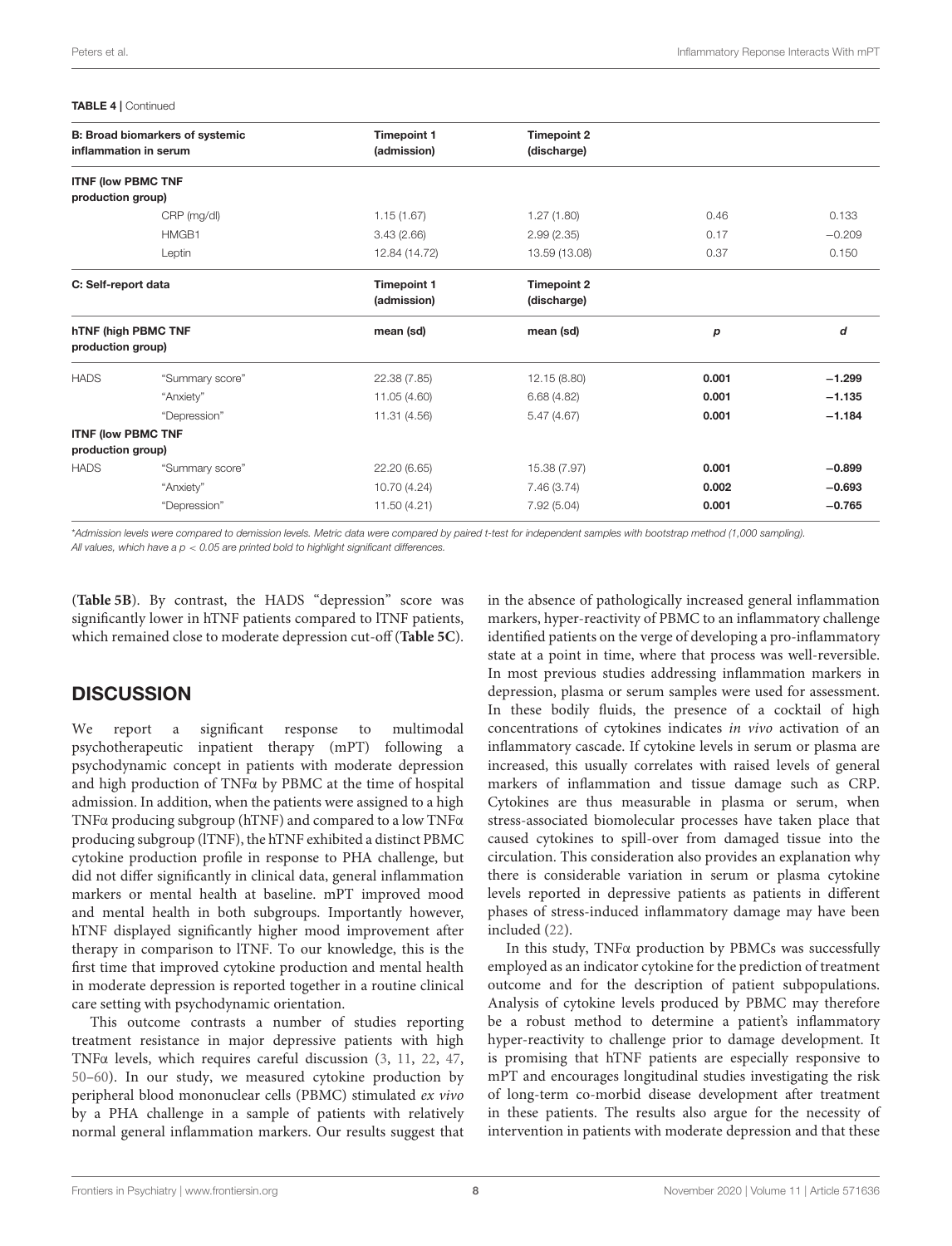**TABLE 4** | Continued

| B: Broad biomarkers of systemic inflammation in serum | | Timepoint 1 (admission) | Timepoint 2 (discharge) | | |
|---|---|---|---|---|---|
| **lTNF (low PBMC TNF production group)** | | | | | |
| | CRP (mg/dl) | 1.15 (1.67) | 1.27 (1.80) | 0.46 | 0.133 |
| | HMGB1 | 3.43 (2.66) | 2.99 (2.35) | 0.17 | −0.209 |
| | Leptin | 12.84 (14.72) | 13.59 (13.08) | 0.37 | 0.150 |
| **C: Self-report data** | | **Timepoint 1 (admission)** | **Timepoint 2 (discharge)** | | |
| **hTNF (high PBMC TNF production group)** | | **mean (sd)** | **mean (sd)** | ***p*** | ***d*** |
| HADS | "Summary score" | 22.38 (7.85) | 12.15 (8.80) | **0.001** | **−1.299** |
| | "Anxiety" | 11.05 (4.60) | 6.68 (4.82) | **0.001** | **−1.135** |
| | "Depression" | 11.31 (4.56) | 5.47 (4.67) | **0.001** | **−1.184** |
| **lTNF (low PBMC TNF production group)** | | | | | |
| HADS | "Summary score" | 22.20 (6.65) | 15.38 (7.97) | **0.001** | **−0.899** |
| | "Anxiety" | 10.70 (4.24) | 7.46 (3.74) | **0.002** | **−0.693** |
| | "Depression" | 11.50 (4.21) | 7.92 (5.04) | **0.001** | **−0.765** |

*\*Admission levels were compared to demission levels. Metric data were compared by paired t-test for independent samples with bootstrap method (1,000 sampling). All values, which have a $p < 0.05$ are printed bold to highlight significant differences.*

(**Table 5B**). By contrast, the HADS "depression" score was significantly lower in hTNF patients compared to lTNF patients, which remained close to moderate depression cut-off (**Table 5C**).

## DISCUSSION

We report a significant response to multimodal psychotherapeutic inpatient therapy (mPT) following a psychodynamic concept in patients with moderate depression and high production of TNFα by PBMC at the time of hospital admission. In addition, when the patients were assigned to a high TNFα producing subgroup (hTNF) and compared to a low TNFα producing subgroup (lTNF), the hTNF exhibited a distinct PBMC cytokine production profile in response to PHA challenge, but did not differ significantly in clinical data, general inflammation markers or mental health at baseline. mPT improved mood and mental health in both subgroups. Importantly however, hTNF displayed significantly higher mood improvement after therapy in comparison to lTNF. To our knowledge, this is the first time that improved cytokine production and mental health in moderate depression is reported together in a routine clinical care setting with psychodynamic orientation.

This outcome contrasts a number of studies reporting treatment resistance in major depressive patients with high TNFα levels, which requires careful discussion (3, 11, 22, 47, 50–60). In our study, we measured cytokine production by peripheral blood mononuclear cells (PBMC) stimulated *ex vivo* by a PHA challenge in a sample of patients with relatively normal general inflammation markers. Our results suggest that in the absence of pathologically increased general inflammation markers, hyper-reactivity of PBMC to an inflammatory challenge identified patients on the verge of developing a pro-inflammatory state at a point in time, where that process was well-reversible. In most previous studies addressing inflammation markers in depression, plasma or serum samples were used for assessment. In these bodily fluids, the presence of a cocktail of high concentrations of cytokines indicates *in vivo* activation of an inflammatory cascade. If cytokine levels in serum or plasma are increased, this usually correlates with raised levels of general markers of inflammation and tissue damage such as CRP. Cytokines are thus measurable in plasma or serum, when stress-associated biomolecular processes have taken place that caused cytokines to spill-over from damaged tissue into the circulation. This consideration also provides an explanation why there is considerable variation in serum or plasma cytokine levels reported in depressive patients as patients in different phases of stress-induced inflammatory damage may have been included (22).

In this study, TNFα production by PBMCs was successfully employed as an indicator cytokine for the prediction of treatment outcome and for the description of patient subpopulations. Analysis of cytokine levels produced by PBMC may therefore be a robust method to determine a patient's inflammatory hyper-reactivity to challenge prior to damage development. It is promising that hTNF patients are especially responsive to mPT and encourages longitudinal studies investigating the risk of long-term co-morbid disease development after treatment in these patients. The results also argue for the necessity of intervention in patients with moderate depression and that these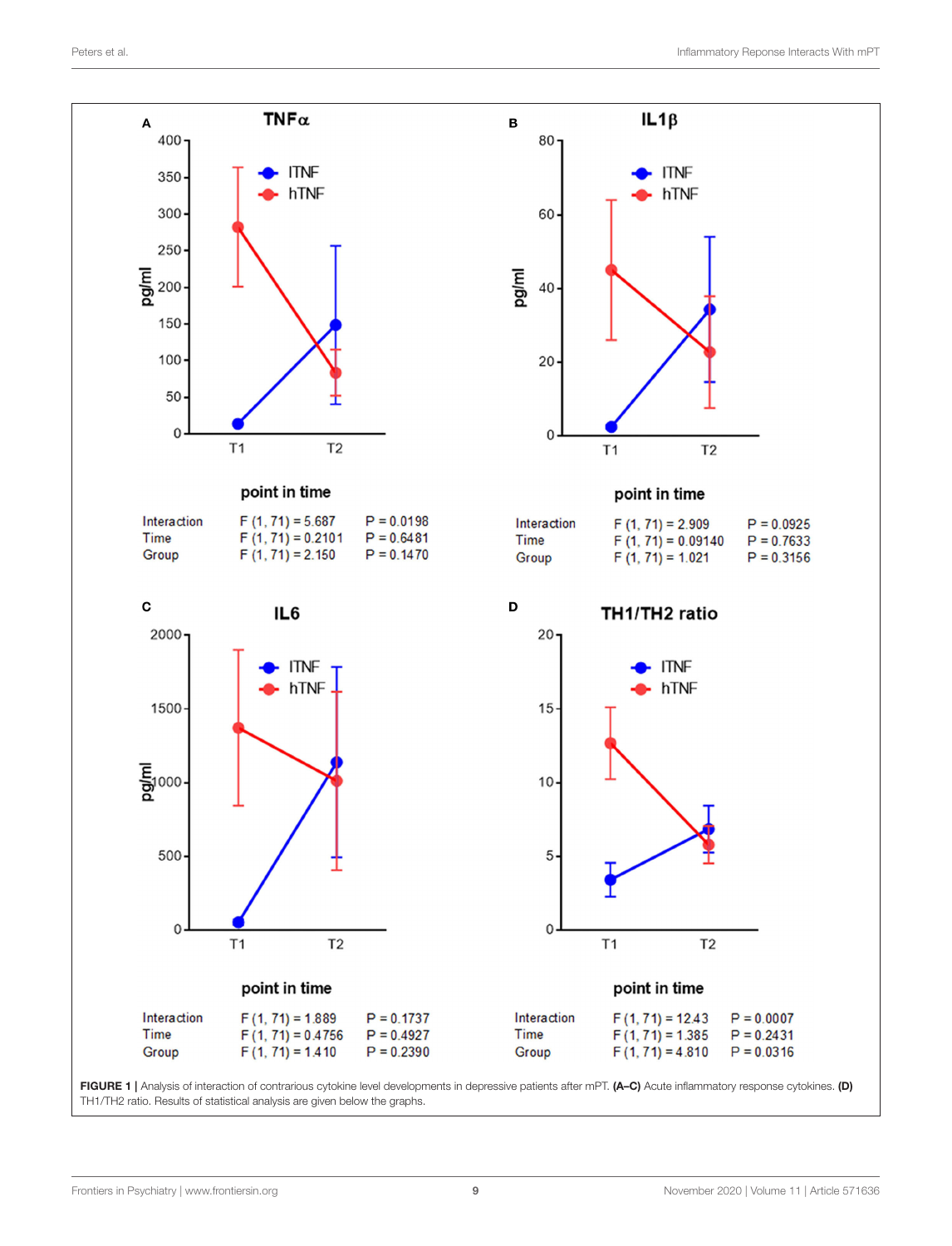**A** TNFα

| | | |
|---|---|---|
| Interaction | $F(1, 71) = 5.687$ | $P = 0.0198$ |
| Time | $F(1, 71) = 0.2101$ | $P = 0.6481$ |
| Group | $F(1, 71) = 2.150$ | $P = 0.1470$ |

**B** IL1β

| | | |
|---|---|---|
| Interaction | $F(1, 71) = 2.909$ | $P = 0.0925$ |
| Time | $F(1, 71) = 0.09140$ | $P = 0.7633$ |
| Group | $F(1, 71) = 1.021$ | $P = 0.3156$ |

**C** IL6

| | | |
|---|---|---|
| Interaction | $F(1, 71) = 1.889$ | $P = 0.1737$ |
| Time | $F(1, 71) = 0.4756$ | $P = 0.4927$ |
| Group | $F(1, 71) = 1.410$ | $P = 0.2390$ |

**D** TH1/TH2 ratio

| | | |
|---|---|---|
| Interaction | $F(1, 71) = 12.43$ | $P = 0.0007$ |
| Time | $F(1, 71) = 1.385$ | $P = 0.2431$ |
| Group | $F(1, 71) = 4.810$ | $P = 0.0316$ |

**FIGURE 1** | Analysis of interaction of contrarious cytokine level developments in depressive patients after mPT. **(A–C)** Acute inflammatory response cytokines. **(D)** TH1/TH2 ratio. Results of statistical analysis are given below the graphs.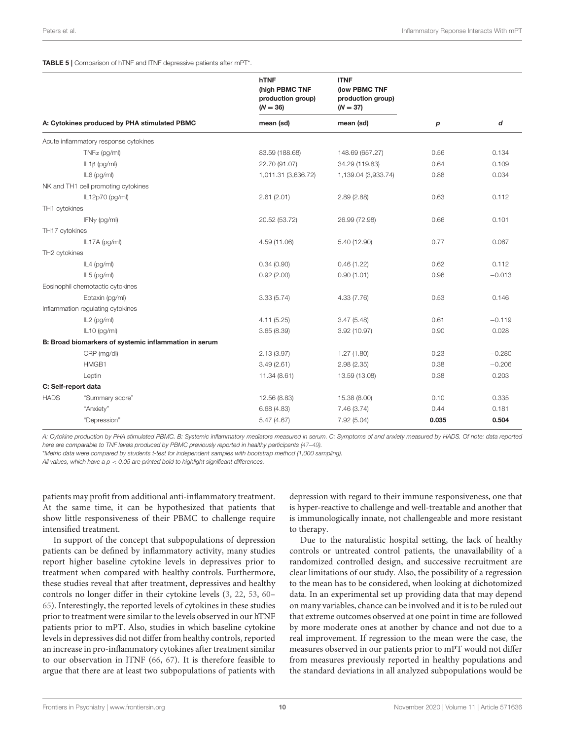**TABLE 5** | Comparison of hTNF and lTNF depressive patients after mPT*.

| A: Cytokines produced by PHA stimulated PBMC | | hTNF (high PBMC TNF production group) (N = 36) mean (sd) | lTNF (low PBMC TNF production group) (N = 37) mean (sd) | p | d |
|---|---|---|---|---|---|
| Acute inflammatory response cytokines | | | | | |
| | TNFα (pg/ml) | 83.59 (188.68) | 148.69 (657.27) | 0.56 | 0.134 |
| | IL1β (pg/ml) | 22.70 (91.07) | 34.29 (119.83) | 0.64 | 0.109 |
| | IL6 (pg/ml) | 1,011.31 (3,636.72) | 1,139.04 (3,933.74) | 0.88 | 0.034 |
| NK and TH1 cell promoting cytokines | | | | | |
| | IL12p70 (pg/ml) | 2.61 (2.01) | 2.89 (2.88) | 0.63 | 0.112 |
| TH1 cytokines | | | | | |
| | IFNγ (pg/ml) | 20.52 (53.72) | 26.99 (72.98) | 0.66 | 0.101 |
| TH17 cytokines | | | | | |
| | IL17A (pg/ml) | 4.59 (11.06) | 5.40 (12.90) | 0.77 | 0.067 |
| TH2 cytokines | | | | | |
| | IL4 (pg/ml) | 0.34 (0.90) | 0.46 (1.22) | 0.62 | 0.112 |
| | IL5 (pg/ml) | 0.92 (2.00) | 0.90 (1.01) | 0.96 | −0.013 |
| Eosinophil chemotactic cytokines | | | | | |
| | Eotaxin (pg/ml) | 3.33 (5.74) | 4.33 (7.76) | 0.53 | 0.146 |
| Inflammation regulating cytokines | | | | | |
| | IL2 (pg/ml) | 4.11 (5.25) | 3.47 (5.48) | 0.61 | −0.119 |
| | IL10 (pg/ml) | 3.65 (8.39) | 3.92 (10.97) | 0.90 | 0.028 |
| **B: Broad biomarkers of systemic inflammation in serum** | | | | | |
| | CRP (mg/dl) | 2.13 (3.97) | 1.27 (1.80) | 0.23 | −0.280 |
| | HMGB1 | 3.49 (2.61) | 2.98 (2.35) | 0.38 | −0.206 |
| | Leptin | 11.34 (8.61) | 13.59 (13.08) | 0.38 | 0.203 |
| **C: Self-report data** | | | | | |
| HADS | "Summary score" | 12.56 (8.83) | 15.38 (8.00) | 0.10 | 0.335 |
| | "Anxiety" | 6.68 (4.83) | 7.46 (3.74) | 0.44 | 0.181 |
| | "Depression" | 5.47 (4.67) | 7.92 (5.04) | **0.035** | **0.504** |

*A: Cytokine production by PHA stimulated PBMC. B: Systemic inflammatory mediators measured in serum. C: Symptoms of and anxiety measured by HADS. Of note: data reported here are comparable to TNF levels produced by PBMC previously reported in healthy participants (47–49).*

*\*Metric data were compared by students t-test for independent samples with bootstrap method (1,000 sampling).*

*All values, which have a $p < 0.05$ are printed bold to highlight significant differences.*

patients may profit from additional anti-inflammatory treatment. At the same time, it can be hypothesized that patients that show little responsiveness of their PBMC to challenge require intensified treatment.

In support of the concept that subpopulations of depression patients can be defined by inflammatory activity, many studies report higher baseline cytokine levels in depressives prior to treatment when compared with healthy controls. Furthermore, these studies reveal that after treatment, depressives and healthy controls no longer differ in their cytokine levels (3, 22, 53, 60–65). Interestingly, the reported levels of cytokines in these studies prior to treatment were similar to the levels observed in our hTNF patients prior to mPT. Also, studies in which baseline cytokine levels in depressives did not differ from healthy controls, reported an increase in pro-inflammatory cytokines after treatment similar to our observation in lTNF (66, 67). It is therefore feasible to argue that there are at least two subpopulations of patients with depression with regard to their immune responsiveness, one that is hyper-reactive to challenge and well-treatable and another that is immunologically innate, not challengeable and more resistant to therapy.

Due to the naturalistic hospital setting, the lack of healthy controls or untreated control patients, the unavailability of a randomized controlled design, and successive recruitment are clear limitations of our study. Also, the possibility of a regression to the mean has to be considered, when looking at dichotomized data. In an experimental set up providing data that may depend on many variables, chance can be involved and it is to be ruled out that extreme outcomes observed at one point in time are followed by more moderate ones at another by chance and not due to a real improvement. If regression to the mean were the case, the measures observed in our patients prior to mPT would not differ from measures previously reported in healthy populations and the standard deviations in all analyzed subpopulations would be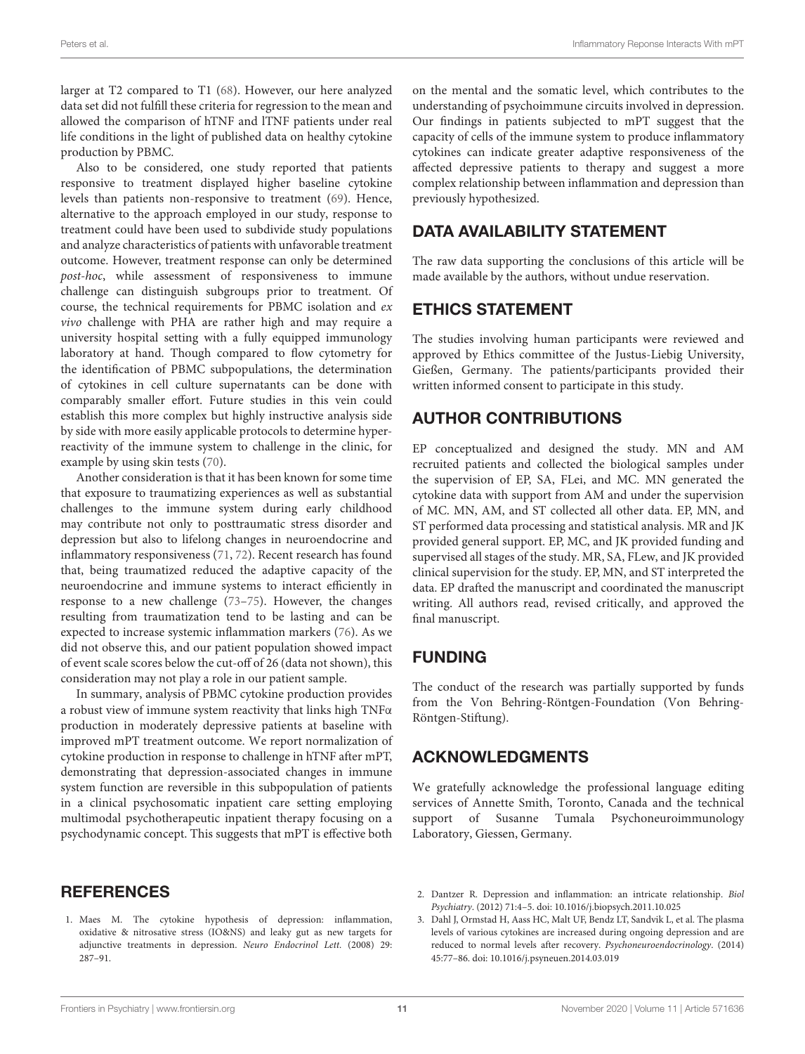larger at T2 compared to T1 (68). However, our here analyzed data set did not fulfill these criteria for regression to the mean and allowed the comparison of hTNF and lTNF patients under real life conditions in the light of published data on healthy cytokine production by PBMC.

Also to be considered, one study reported that patients responsive to treatment displayed higher baseline cytokine levels than patients non-responsive to treatment (69). Hence, alternative to the approach employed in our study, response to treatment could have been used to subdivide study populations and analyze characteristics of patients with unfavorable treatment outcome. However, treatment response can only be determined *post-hoc*, while assessment of responsiveness to immune challenge can distinguish subgroups prior to treatment. Of course, the technical requirements for PBMC isolation and *ex vivo* challenge with PHA are rather high and may require a university hospital setting with a fully equipped immunology laboratory at hand. Though compared to flow cytometry for the identification of PBMC subpopulations, the determination of cytokines in cell culture supernatants can be done with comparably smaller effort. Future studies in this vein could establish this more complex but highly instructive analysis side by side with more easily applicable protocols to determine hyper-reactivity of the immune system to challenge in the clinic, for example by using skin tests (70).

Another consideration is that it has been known for some time that exposure to traumatizing experiences as well as substantial challenges to the immune system during early childhood may contribute not only to posttraumatic stress disorder and depression but also to lifelong changes in neuroendocrine and inflammatory responsiveness (71, 72). Recent research has found that, being traumatized reduced the adaptive capacity of the neuroendocrine and immune systems to interact efficiently in response to a new challenge (73–75). However, the changes resulting from traumatization tend to be lasting and can be expected to increase systemic inflammation markers (76). As we did not observe this, and our patient population showed impact of event scale scores below the cut-off of 26 (data not shown), this consideration may not play a role in our patient sample.

In summary, analysis of PBMC cytokine production provides a robust view of immune system reactivity that links high TNFα production in moderately depressive patients at baseline with improved mPT treatment outcome. We report normalization of cytokine production in response to challenge in hTNF after mPT, demonstrating that depression-associated changes in immune system function are reversible in this subpopulation of patients in a clinical psychosomatic inpatient care setting employing multimodal psychotherapeutic inpatient therapy focusing on a psychodynamic concept. This suggests that mPT is effective both on the mental and the somatic level, which contributes to the understanding of psychoimmune circuits involved in depression. Our findings in patients subjected to mPT suggest that the capacity of cells of the immune system to produce inflammatory cytokines can indicate greater adaptive responsiveness of the affected depressive patients to therapy and suggest a more complex relationship between inflammation and depression than previously hypothesized.

## DATA AVAILABILITY STATEMENT

The raw data supporting the conclusions of this article will be made available by the authors, without undue reservation.

## ETHICS STATEMENT

The studies involving human participants were reviewed and approved by Ethics committee of the Justus-Liebig University, Gießen, Germany. The patients/participants provided their written informed consent to participate in this study.

## AUTHOR CONTRIBUTIONS

EP conceptualized and designed the study. MN and AM recruited patients and collected the biological samples under the supervision of EP, SA, FLei, and MC. MN generated the cytokine data with support from AM and under the supervision of MC. MN, AM, and ST collected all other data. EP, MN, and ST performed data processing and statistical analysis. MR and JK provided general support. EP, MC, and JK provided funding and supervised all stages of the study. MR, SA, FLew, and JK provided clinical supervision for the study. EP, MN, and ST interpreted the data. EP drafted the manuscript and coordinated the manuscript writing. All authors read, revised critically, and approved the final manuscript.

## FUNDING

The conduct of the research was partially supported by funds from the Von Behring-Röntgen-Foundation (Von Behring-Röntgen-Stiftung).

## ACKNOWLEDGMENTS

We gratefully acknowledge the professional language editing services of Annette Smith, Toronto, Canada and the technical support of Susanne Tumala Psychoneuroimmunology Laboratory, Giessen, Germany.

## REFERENCES

1. Maes M. The cytokine hypothesis of depression: inflammation, oxidative & nitrosative stress (IO&NS) and leaky gut as new targets for adjunctive treatments in depression. *Neuro Endocrinol Lett*. (2008) 29: 287–91.
2. Dantzer R. Depression and inflammation: an intricate relationship. *Biol Psychiatry*. (2012) 71:4–5. doi: 10.1016/j.biopsych.2011.10.025
3. Dahl J, Ormstad H, Aass HC, Malt UF, Bendz LT, Sandvik L, et al. The plasma levels of various cytokines are increased during ongoing depression and are reduced to normal levels after recovery. *Psychoneuroendocrinology*. (2014) 45:77–86. doi: 10.1016/j.psyneuen.2014.03.019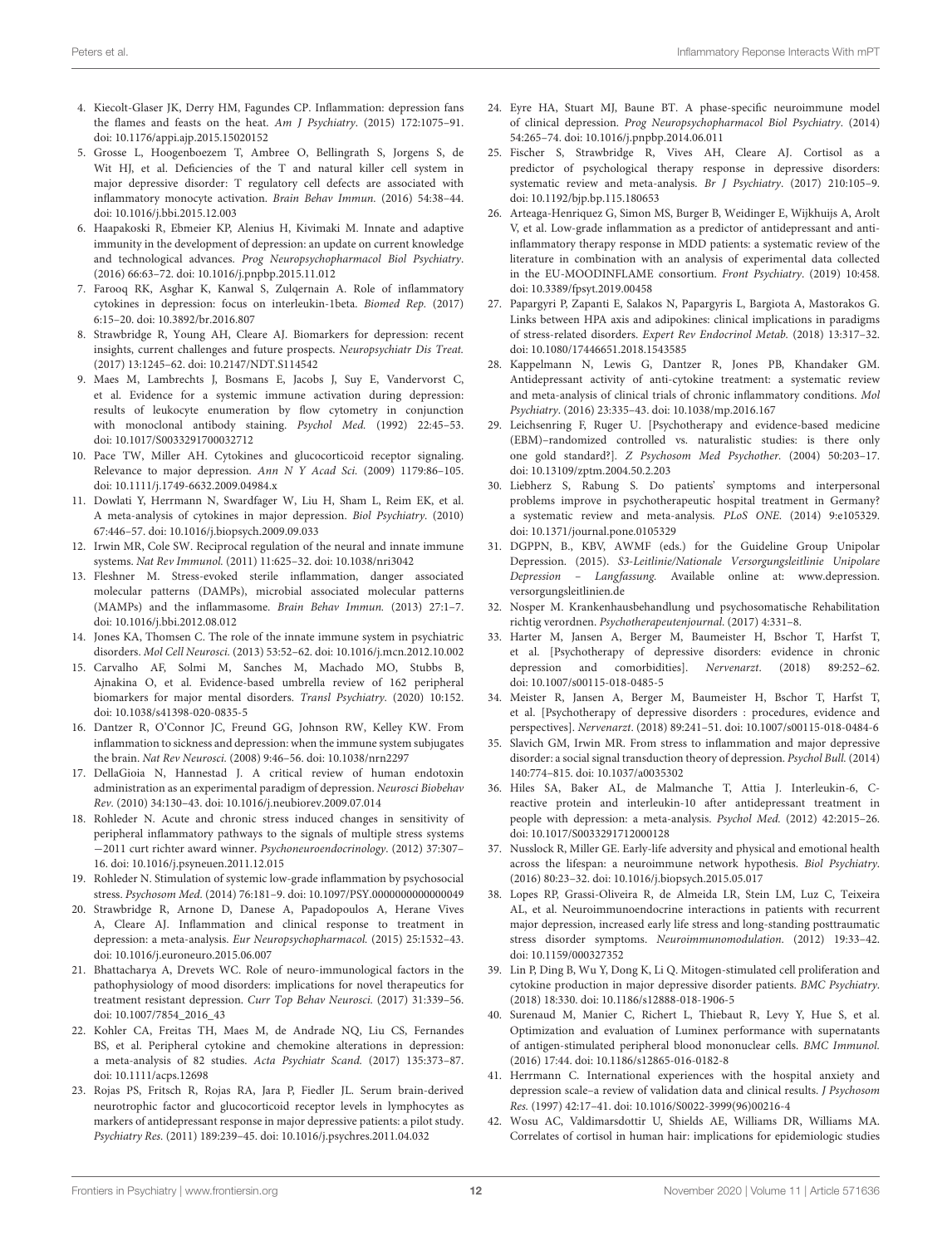4. Kiecolt-Glaser JK, Derry HM, Fagundes CP. Inflammation: depression fans the flames and feasts on the heat. *Am J Psychiatry*. (2015) 172:1075–91. doi: 10.1176/appi.ajp.2015.15020152
5. Grosse L, Hoogenboezem T, Ambree O, Bellingrath S, Jorgens S, de Wit HJ, et al. Deficiencies of the T and natural killer cell system in major depressive disorder: T regulatory cell defects are associated with inflammatory monocyte activation. *Brain Behav Immun*. (2016) 54:38–44. doi: 10.1016/j.bbi.2015.12.003
6. Haapakoski R, Ebmeier KP, Alenius H, Kivimaki M. Innate and adaptive immunity in the development of depression: an update on current knowledge and technological advances. *Prog Neuropsychopharmacol Biol Psychiatry*. (2016) 66:63–72. doi: 10.1016/j.pnpbp.2015.11.012
7. Farooq RK, Asghar K, Kanwal S, Zulqernain A. Role of inflammatory cytokines in depression: focus on interleukin-1beta. *Biomed Rep*. (2017) 6:15–20. doi: 10.3892/br.2016.807
8. Strawbridge R, Young AH, Cleare AJ. Biomarkers for depression: recent insights, current challenges and future prospects. *Neuropsychiatr Dis Treat*. (2017) 13:1245–62. doi: 10.2147/NDT.S114542
9. Maes M, Lambrechts J, Bosmans E, Jacobs J, Suy E, Vandervorst C, et al. Evidence for a systemic immune activation during depression: results of leukocyte enumeration by flow cytometry in conjunction with monoclonal antibody staining. *Psychol Med*. (1992) 22:45–53. doi: 10.1017/S0033291700032712
10. Pace TW, Miller AH. Cytokines and glucocorticoid receptor signaling. Relevance to major depression. *Ann N Y Acad Sci*. (2009) 1179:86–105. doi: 10.1111/j.1749-6632.2009.04984.x
11. Dowlati Y, Herrmann N, Swardfager W, Liu H, Sham L, Reim EK, et al. A meta-analysis of cytokines in major depression. *Biol Psychiatry*. (2010) 67:446–57. doi: 10.1016/j.biopsych.2009.09.033
12. Irwin MR, Cole SW. Reciprocal regulation of the neural and innate immune systems. *Nat Rev Immunol*. (2011) 11:625–32. doi: 10.1038/nri3042
13. Fleshner M. Stress-evoked sterile inflammation, danger associated molecular patterns (DAMPs), microbial associated molecular patterns (MAMPs) and the inflammasome. *Brain Behav Immun*. (2013) 27:1–7. doi: 10.1016/j.bbi.2012.08.012
14. Jones KA, Thomsen C. The role of the innate immune system in psychiatric disorders. *Mol Cell Neurosci*. (2013) 53:52–62. doi: 10.1016/j.mcn.2012.10.002
15. Carvalho AF, Solmi M, Sanches M, Machado MO, Stubbs B, Ajnakina O, et al. Evidence-based umbrella review of 162 peripheral biomarkers for major mental disorders. *Transl Psychiatry*. (2020) 10:152. doi: 10.1038/s41398-020-0835-5
16. Dantzer R, O'Connor JC, Freund GG, Johnson RW, Kelley KW. From inflammation to sickness and depression: when the immune system subjugates the brain. *Nat Rev Neurosci*. (2008) 9:46–56. doi: 10.1038/nrn2297
17. DellaGioia N, Hannestad J. A critical review of human endotoxin administration as an experimental paradigm of depression. *Neurosci Biobehav Rev*. (2010) 34:130–43. doi: 10.1016/j.neubiorev.2009.07.014
18. Rohleder N. Acute and chronic stress induced changes in sensitivity of peripheral inflammatory pathways to the signals of multiple stress systems —2011 curt richter award winner. *Psychoneuroendocrinology*. (2012) 37:307–16. doi: 10.1016/j.psyneuen.2011.12.015
19. Rohleder N. Stimulation of systemic low-grade inflammation by psychosocial stress. *Psychosom Med*. (2014) 76:181–9. doi: 10.1097/PSY.0000000000000049
20. Strawbridge R, Arnone D, Danese A, Papadopoulos A, Herane Vives A, Cleare AJ. Inflammation and clinical response to treatment in depression: a meta-analysis. *Eur Neuropsychopharmacol*. (2015) 25:1532–43. doi: 10.1016/j.euroneuro.2015.06.007
21. Bhattacharya A, Drevets WC. Role of neuro-immunological factors in the pathophysiology of mood disorders: implications for novel therapeutics for treatment resistant depression. *Curr Top Behav Neurosci*. (2017) 31:339–56. doi: 10.1007/7854_2016_43
22. Kohler CA, Freitas TH, Maes M, de Andrade NQ, Liu CS, Fernandes BS, et al. Peripheral cytokine and chemokine alterations in depression: a meta-analysis of 82 studies. *Acta Psychiatr Scand*. (2017) 135:373–87. doi: 10.1111/acps.12698
23. Rojas PS, Fritsch R, Rojas RA, Jara P, Fiedler JL. Serum brain-derived neurotrophic factor and glucocorticoid receptor levels in lymphocytes as markers of antidepressant response in major depressive patients: a pilot study. *Psychiatry Res*. (2011) 189:239–45. doi: 10.1016/j.psychres.2011.04.032
24. Eyre HA, Stuart MJ, Baune BT. A phase-specific neuroimmune model of clinical depression. *Prog Neuropsychopharmacol Biol Psychiatry*. (2014) 54:265–74. doi: 10.1016/j.pnpbp.2014.06.011
25. Fischer S, Strawbridge R, Vives AH, Cleare AJ. Cortisol as a predictor of psychological therapy response in depressive disorders: systematic review and meta-analysis. *Br J Psychiatry*. (2017) 210:105–9. doi: 10.1192/bjp.bp.115.180653
26. Arteaga-Henriquez G, Simon MS, Burger B, Weidinger E, Wijkhuijs A, Arolt V, et al. Low-grade inflammation as a predictor of antidepressant and anti-inflammatory therapy response in MDD patients: a systematic review of the literature in combination with an analysis of experimental data collected in the EU-MOODINFLAME consortium. *Front Psychiatry*. (2019) 10:458. doi: 10.3389/fpsyt.2019.00458
27. Papargyri P, Zapanti E, Salakos N, Papargyris L, Bargiota A, Mastorakos G. Links between HPA axis and adipokines: clinical implications in paradigms of stress-related disorders. *Expert Rev Endocrinol Metab*. (2018) 13:317–32. doi: 10.1080/17446651.2018.1543585
28. Kappelmann N, Lewis G, Dantzer R, Jones PB, Khandaker GM. Antidepressant activity of anti-cytokine treatment: a systematic review and meta-analysis of clinical trials of chronic inflammatory conditions. *Mol Psychiatry*. (2016) 23:335–43. doi: 10.1038/mp.2016.167
29. Leichsenring F, Ruger U. [Psychotherapy and evidence-based medicine (EBM)–randomized controlled vs. naturalistic studies: is there only one gold standard?]. *Z Psychosom Med Psychother*. (2004) 50:203–17. doi: 10.13109/zptm.2004.50.2.203
30. Liebherz S, Rabung S. Do patients' symptoms and interpersonal problems improve in psychotherapeutic hospital treatment in Germany? a systematic review and meta-analysis. *PLoS ONE*. (2014) 9:e105329. doi: 10.1371/journal.pone.0105329
31. DGPPN, B., KBV, AWMF (eds.) for the Guideline Group Unipolar Depression. (2015). *S3-Leitlinie/Nationale Versorgungsleitlinie Unipolare Depression – Langfassung*. Available online at: www.depression.versorgungsleitlinien.de
32. Nosper M. Krankenhausbehandlung und psychosomatische Rehabilitation richtig verordnen. *Psychotherapeutenjournal*. (2017) 4:331–8.
33. Harter M, Jansen A, Berger M, Baumeister H, Bschor T, Harfst T, et al. [Psychotherapy of depressive disorders: evidence in chronic depression and comorbidities]. *Nervenarzt*. (2018) 89:252–62. doi: 10.1007/s00115-018-0485-5
34. Meister R, Jansen A, Berger M, Baumeister H, Bschor T, Harfst T, et al. [Psychotherapy of depressive disorders : procedures, evidence and perspectives]. *Nervenarzt*. (2018) 89:241–51. doi: 10.1007/s00115-018-0484-6
35. Slavich GM, Irwin MR. From stress to inflammation and major depressive disorder: a social signal transduction theory of depression. *Psychol Bull*. (2014) 140:774–815. doi: 10.1037/a0035302
36. Hiles SA, Baker AL, de Malmanche T, Attia J. Interleukin-6, C-reactive protein and interleukin-10 after antidepressant treatment in people with depression: a meta-analysis. *Psychol Med*. (2012) 42:2015–26. doi: 10.1017/S0033291712000128
37. Nusslock R, Miller GE. Early-life adversity and physical and emotional health across the lifespan: a neuroimmune network hypothesis. *Biol Psychiatry*. (2016) 80:23–32. doi: 10.1016/j.biopsych.2015.05.017
38. Lopes RP, Grassi-Oliveira R, de Almeida LR, Stein LM, Luz C, Teixeira AL, et al. Neuroimmunoendocrine interactions in patients with recurrent major depression, increased early life stress and long-standing posttraumatic stress disorder symptoms. *Neuroimmunomodulation*. (2012) 19:33–42. doi: 10.1159/000327352
39. Lin P, Ding B, Wu Y, Dong K, Li Q. Mitogen-stimulated cell proliferation and cytokine production in major depressive disorder patients. *BMC Psychiatry*. (2018) 18:330. doi: 10.1186/s12888-018-1906-5
40. Surenaud M, Manier C, Richert L, Thiebaut R, Levy Y, Hue S, et al. Optimization and evaluation of Luminex performance with supernatants of antigen-stimulated peripheral blood mononuclear cells. *BMC Immunol*. (2016) 17:44. doi: 10.1186/s12865-016-0182-8
41. Herrmann C. International experiences with the hospital anxiety and depression scale–a review of validation data and clinical results. *J Psychosom Res*. (1997) 42:17–41. doi: 10.1016/S0022-3999(96)00216-4
42. Wosu AC, Valdimarsdottir U, Shields AE, Williams DR, Williams MA. Correlates of cortisol in human hair: implications for epidemiologic studies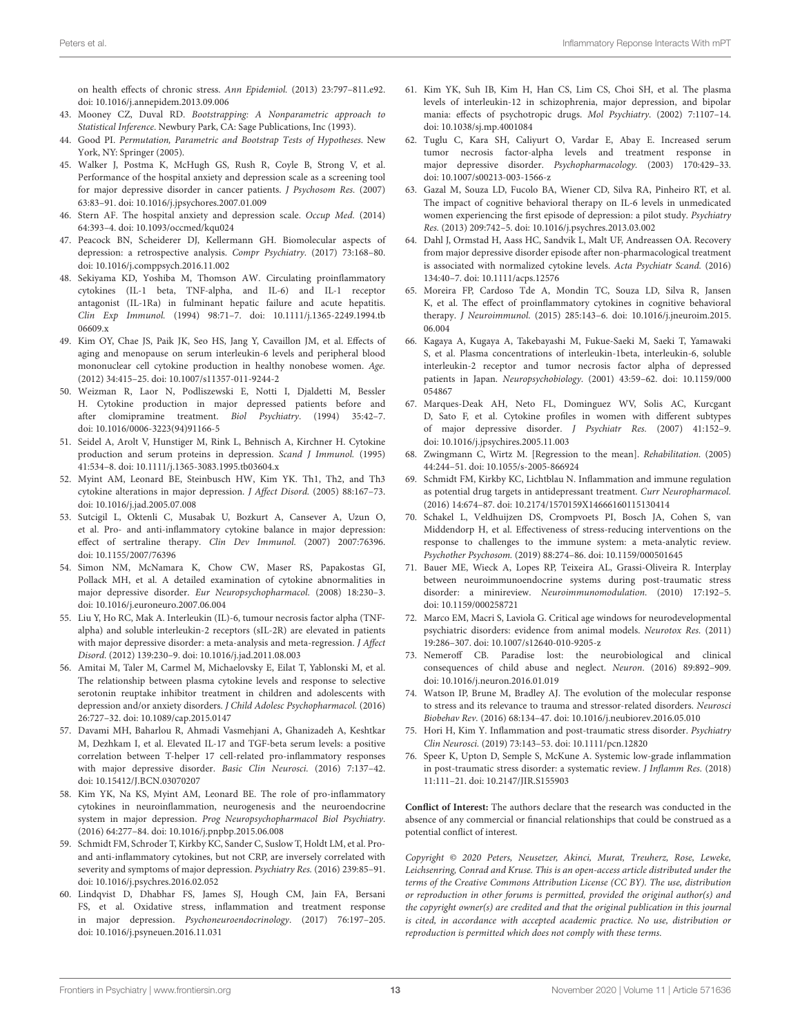on health effects of chronic stress. *Ann Epidemiol.* (2013) 23:797–811.e92. doi: 10.1016/j.annepidem.2013.09.006

43. Mooney CZ, Duval RD. *Bootstrapping: A Nonparametric approach to Statistical Inference*. Newbury Park, CA: Sage Publications, Inc (1993).
44. Good PI. *Permutation, Parametric and Bootstrap Tests of Hypotheses*. New York, NY: Springer (2005).
45. Walker J, Postma K, McHugh GS, Rush R, Coyle B, Strong V, et al. Performance of the hospital anxiety and depression scale as a screening tool for major depressive disorder in cancer patients. *J Psychosom Res.* (2007) 63:83–91. doi: 10.1016/j.jpsychores.2007.01.009
46. Stern AF. The hospital anxiety and depression scale. *Occup Med.* (2014) 64:393–4. doi: 10.1093/occmed/kqu024
47. Peacock BN, Scheiderer DJ, Kellermann GH. Biomolecular aspects of depression: a retrospective analysis. *Compr Psychiatry*. (2017) 73:168–80. doi: 10.1016/j.comppsych.2016.11.002
48. Sekiyama KD, Yoshiba M, Thomson AW. Circulating proinflammatory cytokines (IL-1 beta, TNF-alpha, and IL-6) and IL-1 receptor antagonist (IL-1Ra) in fulminant hepatic failure and acute hepatitis. *Clin Exp Immunol.* (1994) 98:71–7. doi: 10.1111/j.1365-2249.1994.tb06609.x
49. Kim OY, Chae JS, Paik JK, Seo HS, Jang Y, Cavaillon JM, et al. Effects of aging and menopause on serum interleukin-6 levels and peripheral blood mononuclear cell cytokine production in healthy nonobese women. *Age.* (2012) 34:415–25. doi: 10.1007/s11357-011-9244-2
50. Weizman R, Laor N, Podliszewski E, Notti I, Djaldetti M, Bessler H. Cytokine production in major depressed patients before and after clomipramine treatment. *Biol Psychiatry*. (1994) 35:42–7. doi: 10.1016/0006-3223(94)91166-5
51. Seidel A, Arolt V, Hunstiger M, Rink L, Behnisch A, Kirchner H. Cytokine production and serum proteins in depression. *Scand J Immunol.* (1995) 41:534–8. doi: 10.1111/j.1365-3083.1995.tb03604.x
52. Myint AM, Leonard BE, Steinbusch HW, Kim YK. Th1, Th2, and Th3 cytokine alterations in major depression. *J Affect Disord.* (2005) 88:167–73. doi: 10.1016/j.jad.2005.07.008
53. Sutcigil L, Oktenli C, Musabak U, Bozkurt A, Cansever A, Uzun O, et al. Pro- and anti-inflammatory cytokine balance in major depression: effect of sertraline therapy. *Clin Dev Immunol.* (2007) 2007:76396. doi: 10.1155/2007/76396
54. Simon NM, McNamara K, Chow CW, Maser RS, Papakostas GI, Pollack MH, et al. A detailed examination of cytokine abnormalities in major depressive disorder. *Eur Neuropsychopharmacol.* (2008) 18:230–3. doi: 10.1016/j.euroneuro.2007.06.004
55. Liu Y, Ho RC, Mak A. Interleukin (IL)-6, tumour necrosis factor alpha (TNF-alpha) and soluble interleukin-2 receptors (sIL-2R) are elevated in patients with major depressive disorder: a meta-analysis and meta-regression. *J Affect Disord.* (2012) 139:230–9. doi: 10.1016/j.jad.2011.08.003
56. Amitai M, Taler M, Carmel M, Michaelovsky E, Eilat T, Yablonski M, et al. The relationship between plasma cytokine levels and response to selective serotonin reuptake inhibitor treatment in children and adolescents with depression and/or anxiety disorders. *J Child Adolesc Psychopharmacol.* (2016) 26:727–32. doi: 10.1089/cap.2015.0147
57. Davami MH, Baharlou R, Ahmadi Vasmehjani A, Ghanizadeh A, Keshtkar M, Dezhkam I, et al. Elevated IL-17 and TGF-beta serum levels: a positive correlation between T-helper 17 cell-related pro-inflammatory responses with major depressive disorder. *Basic Clin Neurosci.* (2016) 7:137–42. doi: 10.15412/J.BCN.03070207
58. Kim YK, Na KS, Myint AM, Leonard BE. The role of pro-inflammatory cytokines in neuroinflammation, neurogenesis and the neuroendocrine system in major depression. *Prog Neuropsychopharmacol Biol Psychiatry*. (2016) 64:277–84. doi: 10.1016/j.pnpbp.2015.06.008
59. Schmidt FM, Schroder T, Kirkby KC, Sander C, Suslow T, Holdt LM, et al. Pro- and anti-inflammatory cytokines, but not CRP, are inversely correlated with severity and symptoms of major depression. *Psychiatry Res.* (2016) 239:85–91. doi: 10.1016/j.psychres.2016.02.052
60. Lindqvist D, Dhabhar FS, James SJ, Hough CM, Jain FA, Bersani FS, et al. Oxidative stress, inflammation and treatment response in major depression. *Psychoneuroendocrinology*. (2017) 76:197–205. doi: 10.1016/j.psyneuen.2016.11.031
61. Kim YK, Suh IB, Kim H, Han CS, Lim CS, Choi SH, et al. The plasma levels of interleukin-12 in schizophrenia, major depression, and bipolar mania: effects of psychotropic drugs. *Mol Psychiatry*. (2002) 7:1107–14. doi: 10.1038/sj.mp.4001084
62. Tuglu C, Kara SH, Caliyurt O, Vardar E, Abay E. Increased serum tumor necrosis factor-alpha levels and treatment response in major depressive disorder. *Psychopharmacology.* (2003) 170:429–33. doi: 10.1007/s00213-003-1566-z
63. Gazal M, Souza LD, Fucolo BA, Wiener CD, Silva RA, Pinheiro RT, et al. The impact of cognitive behavioral therapy on IL-6 levels in unmedicated women experiencing the first episode of depression: a pilot study. *Psychiatry Res.* (2013) 209:742–5. doi: 10.1016/j.psychres.2013.03.002
64. Dahl J, Ormstad H, Aass HC, Sandvik L, Malt UF, Andreassen OA. Recovery from major depressive disorder episode after non-pharmacological treatment is associated with normalized cytokine levels. *Acta Psychiatr Scand.* (2016) 134:40–7. doi: 10.1111/acps.12576
65. Moreira FP, Cardoso Tde A, Mondin TC, Souza LD, Silva R, Jansen K, et al. The effect of proinflammatory cytokines in cognitive behavioral therapy. *J Neuroimmunol.* (2015) 285:143–6. doi: 10.1016/j.jneuroim.2015.06.004
66. Kagaya A, Kugaya A, Takebayashi M, Fukue-Saeki M, Saeki T, Yamawaki S, et al. Plasma concentrations of interleukin-1beta, interleukin-6, soluble interleukin-2 receptor and tumor necrosis factor alpha of depressed patients in Japan. *Neuropsychobiology*. (2001) 43:59–62. doi: 10.1159/000054867
67. Marques-Deak AH, Neto FL, Dominguez WV, Solis AC, Kurcgant D, Sato F, et al. Cytokine profiles in women with different subtypes of major depressive disorder. *J Psychiatr Res.* (2007) 41:152–9. doi: 10.1016/j.jpsychires.2005.11.003
68. Zwingmann C, Wirtz M. [Regression to the mean]. *Rehabilitation.* (2005) 44:244–51. doi: 10.1055/s-2005-866924
69. Schmidt FM, Kirkby KC, Lichtblau N. Inflammation and immune regulation as potential drug targets in antidepressant treatment. *Curr Neuropharmacol.* (2016) 14:674–87. doi: 10.2174/1570159X14666160115130414
70. Schakel L, Veldhuijzen DS, Crompvoets PI, Bosch JA, Cohen S, van Middendorp H, et al. Effectiveness of stress-reducing interventions on the response to challenges to the immune system: a meta-analytic review. *Psychother Psychosom.* (2019) 88:274–86. doi: 10.1159/000501645
71. Bauer ME, Wieck A, Lopes RP, Teixeira AL, Grassi-Oliveira R. Interplay between neuroimmunoendocrine systems during post-traumatic stress disorder: a minireview. *Neuroimmunomodulation.* (2010) 17:192–5. doi: 10.1159/000258721
72. Marco EM, Macri S, Laviola G. Critical age windows for neurodevelopmental psychiatric disorders: evidence from animal models. *Neurotox Res.* (2011) 19:286–307. doi: 10.1007/s12640-010-9205-z
73. Nemeroff CB. Paradise lost: the neurobiological and clinical consequences of child abuse and neglect. *Neuron*. (2016) 89:892–909. doi: 10.1016/j.neuron.2016.01.019
74. Watson IP, Brune M, Bradley AJ. The evolution of the molecular response to stress and its relevance to trauma and stressor-related disorders. *Neurosci Biobehav Rev.* (2016) 68:134–47. doi: 10.1016/j.neubiorev.2016.05.010
75. Hori H, Kim Y. Inflammation and post-traumatic stress disorder. *Psychiatry Clin Neurosci.* (2019) 73:143–53. doi: 10.1111/pcn.12820
76. Speer K, Upton D, Semple S, McKune A. Systemic low-grade inflammation in post-traumatic stress disorder: a systematic review. *J Inflamm Res.* (2018) 11:111–21. doi: 10.2147/JIR.S155903

**Conflict of Interest:** The authors declare that the research was conducted in the absence of any commercial or financial relationships that could be construed as a potential conflict of interest.

*Copyright © 2020 Peters, Neusetzer, Akinci, Murat, Treuherz, Rose, Leweke, Leichsenring, Conrad and Kruse. This is an open-access article distributed under the terms of the Creative Commons Attribution License (CC BY). The use, distribution or reproduction in other forums is permitted, provided the original author(s) and the copyright owner(s) are credited and that the original publication in this journal is cited, in accordance with accepted academic practice. No use, distribution or reproduction is permitted which does not comply with these terms.*